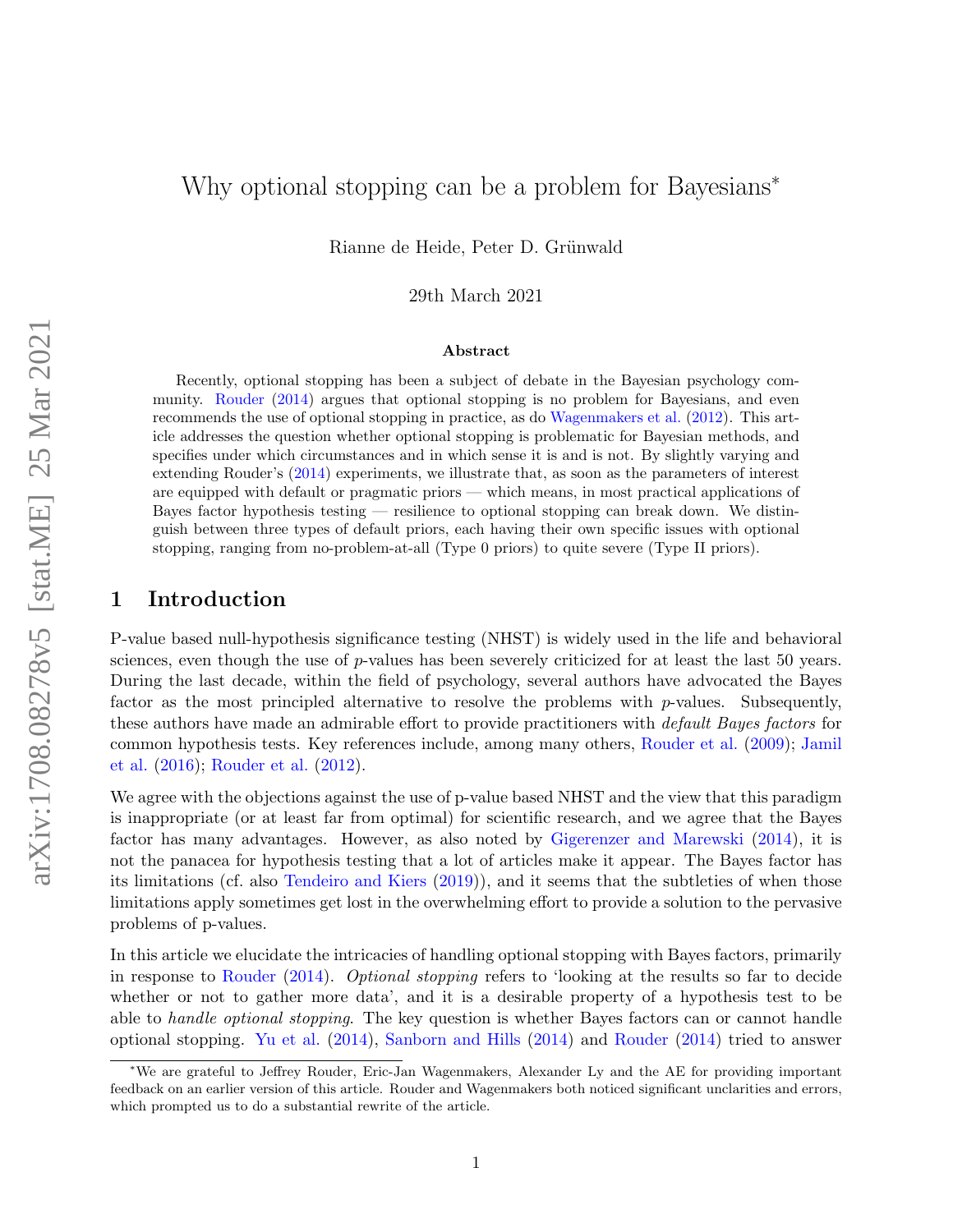# Why optional stopping can be a problem for Bayesians*

Rianne de Heide, Peter D. Grünwald

29th March 2021

### Abstract

Recently, optional stopping has been a subject of debate in the Bayesian psychology community. Rouder (2014) argues that optional stopping is no problem for Bayesians, and even recommends the use of optional stopping in practice, as do Wagenmakers et al. (2012). This article addresses the question whether optional stopping is problematic for Bayesian methods, and specifies under which circumstances and in which sense it is and is not. By slightly varying and extending Rouder's (2014) experiments, we illustrate that, as soon as the parameters of interest are equipped with default or pragmatic priors — which means, in most practical applications of Bayes factor hypothesis testing — resilience to optional stopping can break down. We distinguish between three types of default priors, each having their own specific issues with optional stopping, ranging from no-problem-at-all (Type 0 priors) to quite severe (Type II priors).

## 1 Introduction

P-value based null-hypothesis significance testing (NHST) is widely used in the life and behavioral sciences, even though the use of *p*-values has been severely criticized for at least the last 50 years. During the last decade, within the field of psychology, several authors have advocated the Bayes factor as the most principled alternative to resolve the problems with *p*-values. Subsequently, these authors have made an admirable effort to provide practitioners with *default Bayes factors* for common hypothesis tests. Key references include, among many others, Rouder et al. (2009); Jamil et al. (2016); Rouder et al. (2012).

We agree with the objections against the use of p-value based NHST and the view that this paradigm is inappropriate (or at least far from optimal) for scientific research, and we agree that the Bayes factor has many advantages. However, as also noted by Gigerenzer and Marewski (2014), it is not the panacea for hypothesis testing that a lot of articles make it appear. The Bayes factor has its limitations (cf. also Tendeiro and Kiers (2019)), and it seems that the subtleties of when those limitations apply sometimes get lost in the overwhelming effort to provide a solution to the pervasive problems of p-values.

In this article we elucidate the intricacies of handling optional stopping with Bayes factors, primarily in response to Rouder (2014). *Optional stopping* refers to 'looking at the results so far to decide whether or not to gather more data', and it is a desirable property of a hypothesis test to be able to *handle optional stopping*. The key question is whether Bayes factors can or cannot handle optional stopping. Yu et al. (2014), Sanborn and Hills (2014) and Rouder (2014) tried to answer

---

*We are grateful to Jeffrey Rouder, Eric-Jan Wagenmakers, Alexander Ly and the AE for providing important feedback on an earlier version of this article. Rouder and Wagenmakers both noticed significant unclarities and errors, which prompted us to do a substantial rewrite of the article.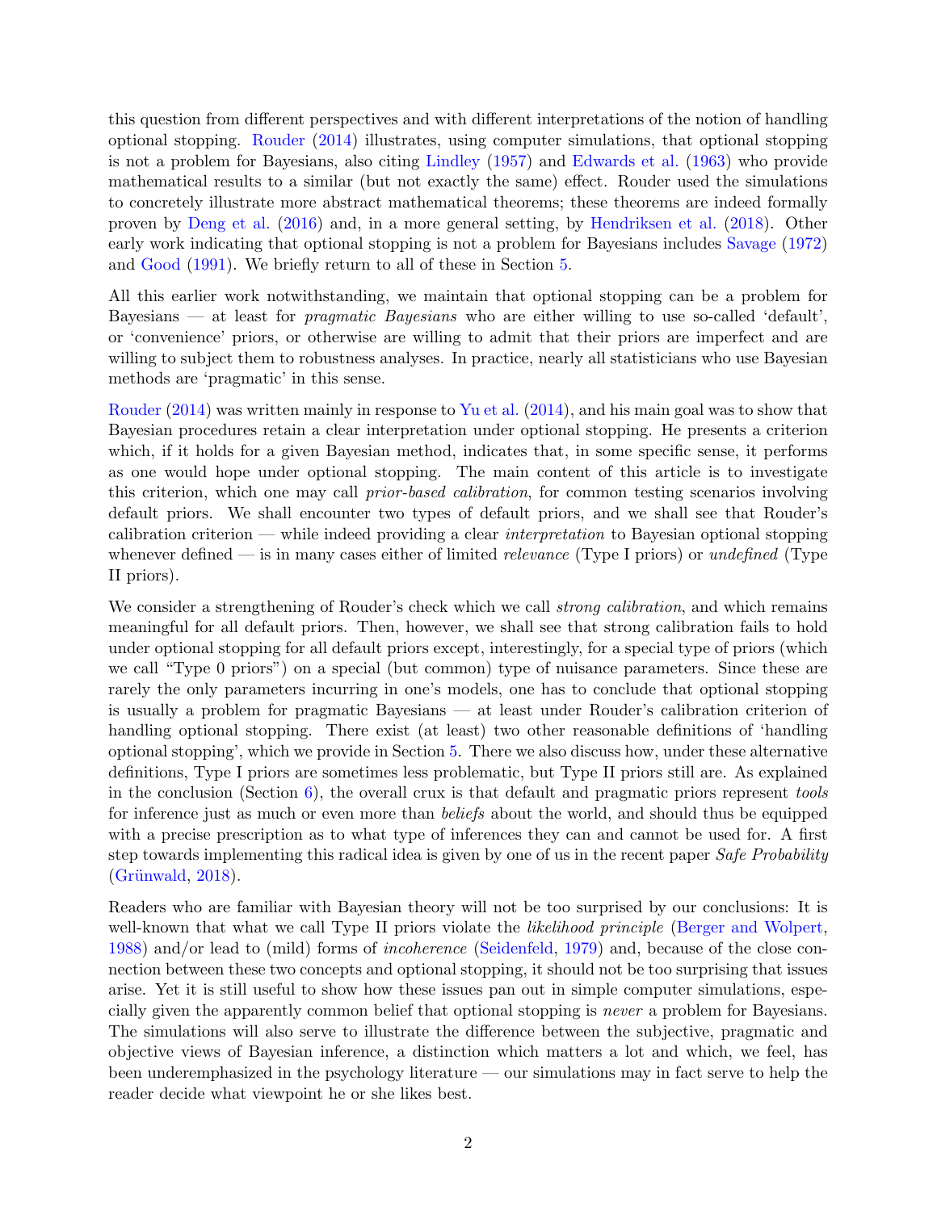this question from different perspectives and with different interpretations of the notion of handling optional stopping. Rouder (2014) illustrates, using computer simulations, that optional stopping is not a problem for Bayesians, also citing Lindley (1957) and Edwards et al. (1963) who provide mathematical results to a similar (but not exactly the same) effect. Rouder used the simulations to concretely illustrate more abstract mathematical theorems; these theorems are indeed formally proven by Deng et al. (2016) and, in a more general setting, by Hendriksen et al. (2018). Other early work indicating that optional stopping is not a problem for Bayesians includes Savage (1972) and Good (1991). We briefly return to all of these in Section 5.

All this earlier work notwithstanding, we maintain that optional stopping can be a problem for Bayesians — at least for *pragmatic Bayesians* who are either willing to use so-called 'default', or 'convenience' priors, or otherwise are willing to admit that their priors are imperfect and are willing to subject them to robustness analyses. In practice, nearly all statisticians who use Bayesian methods are 'pragmatic' in this sense.

Rouder (2014) was written mainly in response to Yu et al. (2014), and his main goal was to show that Bayesian procedures retain a clear interpretation under optional stopping. He presents a criterion which, if it holds for a given Bayesian method, indicates that, in some specific sense, it performs as one would hope under optional stopping. The main content of this article is to investigate this criterion, which one may call *prior-based calibration*, for common testing scenarios involving default priors. We shall encounter two types of default priors, and we shall see that Rouder's calibration criterion — while indeed providing a clear *interpretation* to Bayesian optional stopping whenever defined — is in many cases either of limited *relevance* (Type I priors) or *undefined* (Type II priors).

We consider a strengthening of Rouder's check which we call *strong calibration*, and which remains meaningful for all default priors. Then, however, we shall see that strong calibration fails to hold under optional stopping for all default priors except, interestingly, for a special type of priors (which we call "Type 0 priors") on a special (but common) type of nuisance parameters. Since these are rarely the only parameters incurring in one's models, one has to conclude that optional stopping is usually a problem for pragmatic Bayesians — at least under Rouder's calibration criterion of handling optional stopping. There exist (at least) two other reasonable definitions of 'handling optional stopping', which we provide in Section 5. There we also discuss how, under these alternative definitions, Type I priors are sometimes less problematic, but Type II priors still are. As explained in the conclusion (Section 6), the overall crux is that default and pragmatic priors represent *tools* for inference just as much or even more than *beliefs* about the world, and should thus be equipped with a precise prescription as to what type of inferences they can and cannot be used for. A first step towards implementing this radical idea is given by one of us in the recent paper *Safe Probability* (Grünwald, 2018).

Readers who are familiar with Bayesian theory will not be too surprised by our conclusions: It is well-known that what we call Type II priors violate the *likelihood principle* (Berger and Wolpert, 1988) and/or lead to (mild) forms of *incoherence* (Seidenfeld, 1979) and, because of the close connection between these two concepts and optional stopping, it should not be too surprising that issues arise. Yet it is still useful to show how these issues pan out in simple computer simulations, especially given the apparently common belief that optional stopping is *never* a problem for Bayesians. The simulations will also serve to illustrate the difference between the subjective, pragmatic and objective views of Bayesian inference, a distinction which matters a lot and which, we feel, has been underemphasized in the psychology literature — our simulations may in fact serve to help the reader decide what viewpoint he or she likes best.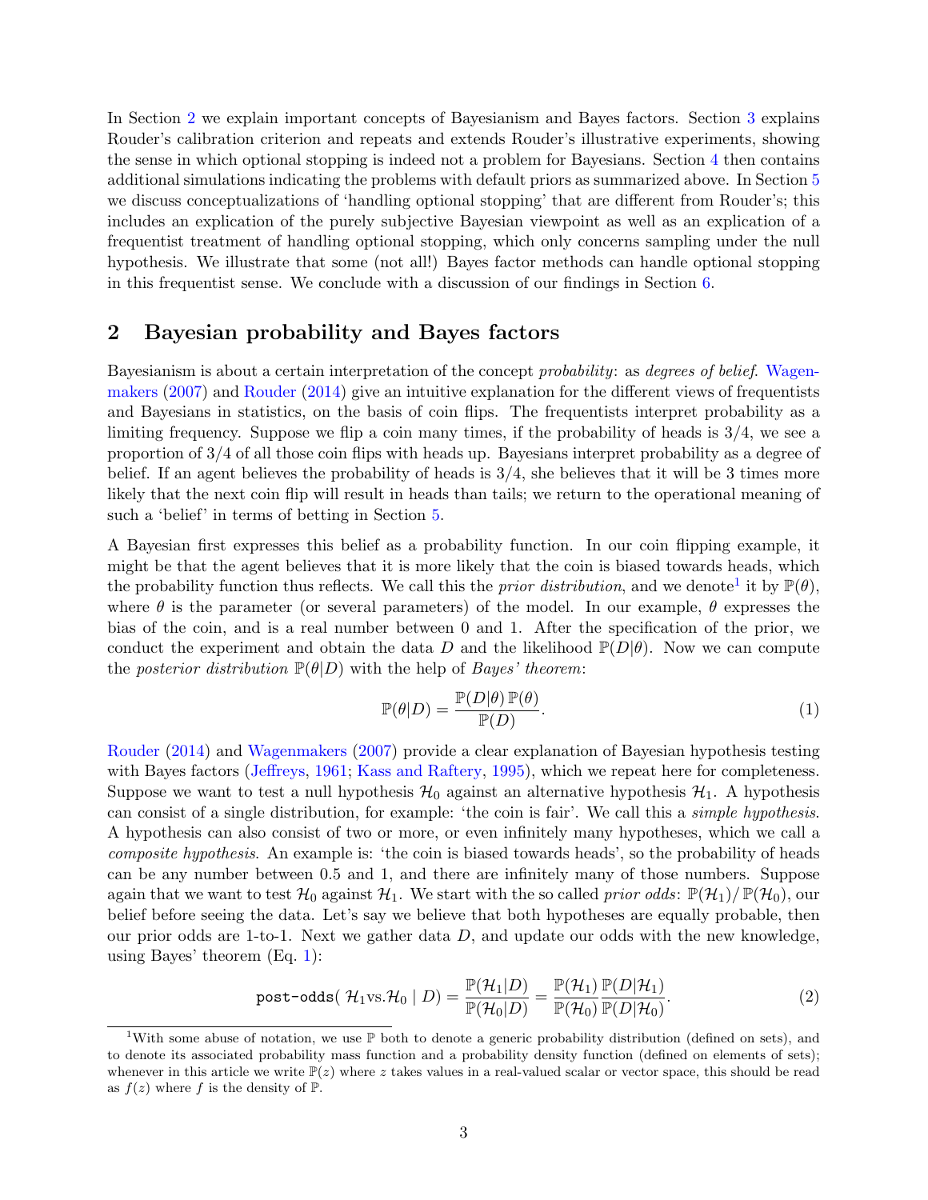In Section 2 we explain important concepts of Bayesianism and Bayes factors. Section 3 explains Rouder's calibration criterion and repeats and extends Rouder's illustrative experiments, showing the sense in which optional stopping is indeed not a problem for Bayesians. Section 4 then contains additional simulations indicating the problems with default priors as summarized above. In Section 5 we discuss conceptualizations of 'handling optional stopping' that are different from Rouder's; this includes an explication of the purely subjective Bayesian viewpoint as well as an explication of a frequentist treatment of handling optional stopping, which only concerns sampling under the null hypothesis. We illustrate that some (not all!) Bayes factor methods can handle optional stopping in this frequentist sense. We conclude with a discussion of our findings in Section 6.

## 2 Bayesian probability and Bayes factors

Bayesianism is about a certain interpretation of the concept *probability*: as *degrees of belief*. Wagenmakers (2007) and Rouder (2014) give an intuitive explanation for the different views of frequentists and Bayesians in statistics, on the basis of coin flips. The frequentists interpret probability as a limiting frequency. Suppose we flip a coin many times, if the probability of heads is 3/4, we see a proportion of 3/4 of all those coin flips with heads up. Bayesians interpret probability as a degree of belief. If an agent believes the probability of heads is 3/4, she believes that it will be 3 times more likely that the next coin flip will result in heads than tails; we return to the operational meaning of such a 'belief' in terms of betting in Section 5.

A Bayesian first expresses this belief as a probability function. In our coin flipping example, it might be that the agent believes that it is more likely that the coin is biased towards heads, which the probability function thus reflects. We call this the *prior distribution*, and we denote[1] it by $\mathbb{P}(\theta)$, where $\theta$ is the parameter (or several parameters) of the model. In our example, $\theta$ expresses the bias of the coin, and is a real number between 0 and 1. After the specification of the prior, we conduct the experiment and obtain the data $D$ and the likelihood $\mathbb{P}(D|\theta)$. Now we can compute the *posterior distribution* $\mathbb{P}(\theta|D)$ with the help of *Bayes' theorem*:

$$\mathbb{P}(\theta|D) = \frac{\mathbb{P}(D|\theta)\,\mathbb{P}(\theta)}{\mathbb{P}(D)}. \tag{1}$$

Rouder (2014) and Wagenmakers (2007) provide a clear explanation of Bayesian hypothesis testing with Bayes factors (Jeffreys, 1961; Kass and Raftery, 1995), which we repeat here for completeness. Suppose we want to test a null hypothesis $\mathcal{H}_0$ against an alternative hypothesis $\mathcal{H}_1$. A hypothesis can consist of a single distribution, for example: 'the coin is fair'. We call this a *simple hypothesis*. A hypothesis can also consist of two or more, or even infinitely many hypotheses, which we call a *composite hypothesis*. An example is: 'the coin is biased towards heads', so the probability of heads can be any number between 0.5 and 1, and there are infinitely many of those numbers. Suppose again that we want to test $\mathcal{H}_0$ against $\mathcal{H}_1$. We start with the so called *prior odds*: $\mathbb{P}(\mathcal{H}_1)/\,\mathbb{P}(\mathcal{H}_0)$, our belief before seeing the data. Let's say we believe that both hypotheses are equally probable, then our prior odds are 1-to-1. Next we gather data $D$, and update our odds with the new knowledge, using Bayes' theorem (Eq. 1):

$$\texttt{post-odds}(\ \mathcal{H}_1 \text{vs.} \mathcal{H}_0 \mid D) = \frac{\mathbb{P}(\mathcal{H}_1|D)}{\mathbb{P}(\mathcal{H}_0|D)} = \frac{\mathbb{P}(\mathcal{H}_1)}{\mathbb{P}(\mathcal{H}_0)} \frac{\mathbb{P}(D|\mathcal{H}_1)}{\mathbb{P}(D|\mathcal{H}_0)}. \tag{2}$$

[1] With some abuse of notation, we use $\mathbb{P}$ both to denote a generic probability distribution (defined on sets), and to denote its associated probability mass function and a probability density function (defined on elements of sets); whenever in this article we write $\mathbb{P}(z)$ where $z$ takes values in a real-valued scalar or vector space, this should be read as $f(z)$ where $f$ is the density of $\mathbb{P}$.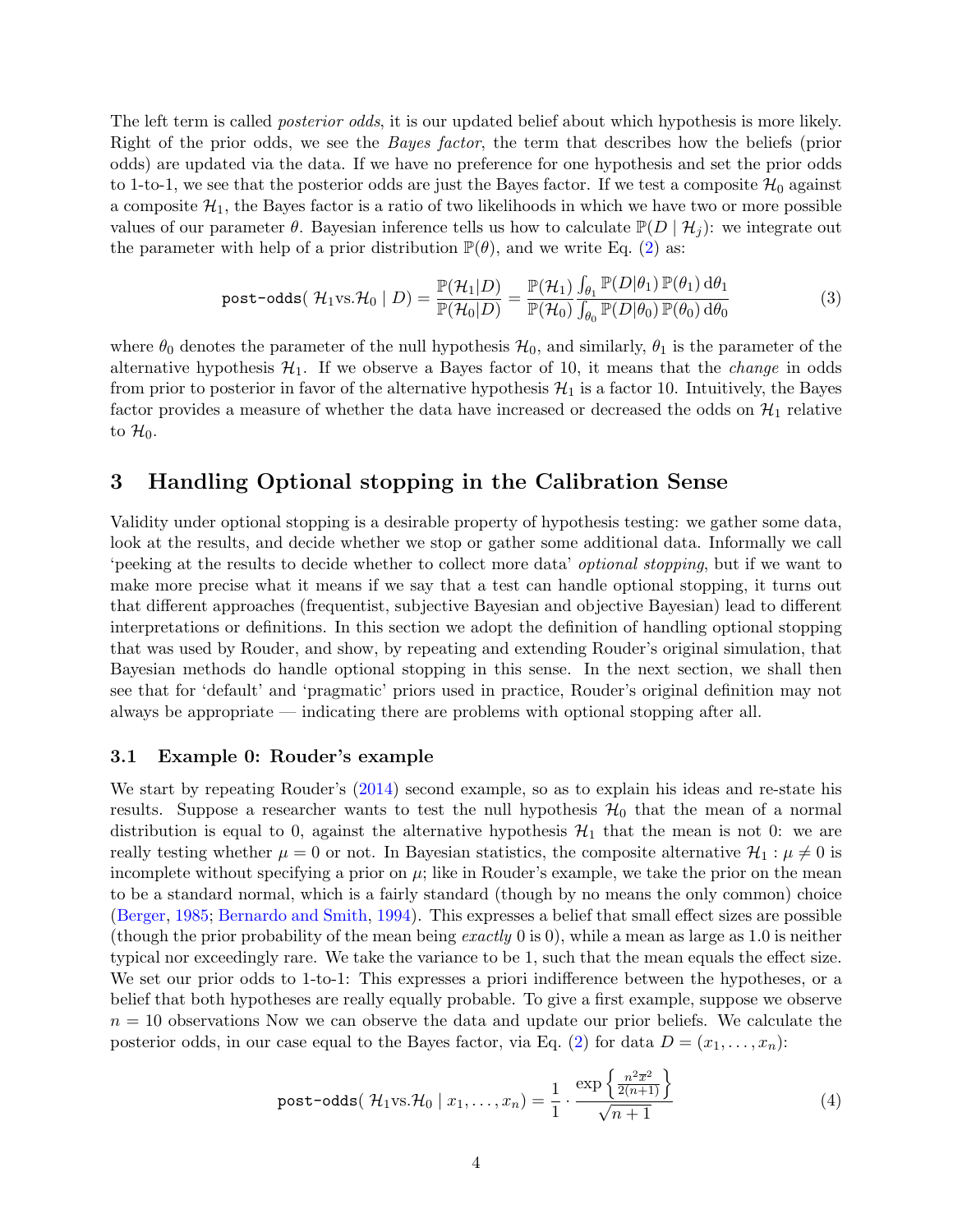The left term is called *posterior odds*, it is our updated belief about which hypothesis is more likely. Right of the prior odds, we see the *Bayes factor*, the term that describes how the beliefs (prior odds) are updated via the data. If we have no preference for one hypothesis and set the prior odds to 1-to-1, we see that the posterior odds are just the Bayes factor. If we test a composite $\mathcal{H}_0$ against a composite $\mathcal{H}_1$, the Bayes factor is a ratio of two likelihoods in which we have two or more possible values of our parameter $\theta$. Bayesian inference tells us how to calculate $\mathbb{P}(D \mid \mathcal{H}_j)$: we integrate out the parameter with help of a prior distribution $\mathbb{P}(\theta)$, and we write Eq. (2) as:

$$\texttt{post-odds}(\ \mathcal{H}_1 \text{vs.} \mathcal{H}_0 \mid D) = \frac{\mathbb{P}(\mathcal{H}_1|D)}{\mathbb{P}(\mathcal{H}_0|D)} = \frac{\mathbb{P}(\mathcal{H}_1)}{\mathbb{P}(\mathcal{H}_0)} \frac{\int_{\theta_1} \mathbb{P}(D|\theta_1)\, \mathbb{P}(\theta_1)\, \mathrm{d}\theta_1}{\int_{\theta_0} \mathbb{P}(D|\theta_0)\, \mathbb{P}(\theta_0)\, \mathrm{d}\theta_0} \tag{3}$$

where $\theta_0$ denotes the parameter of the null hypothesis $\mathcal{H}_0$, and similarly, $\theta_1$ is the parameter of the alternative hypothesis $\mathcal{H}_1$. If we observe a Bayes factor of 10, it means that the *change* in odds from prior to posterior in favor of the alternative hypothesis $\mathcal{H}_1$ is a factor 10. Intuitively, the Bayes factor provides a measure of whether the data have increased or decreased the odds on $\mathcal{H}_1$ relative to $\mathcal{H}_0$.

## 3 Handling Optional stopping in the Calibration Sense

Validity under optional stopping is a desirable property of hypothesis testing: we gather some data, look at the results, and decide whether we stop or gather some additional data. Informally we call 'peeking at the results to decide whether to collect more data' *optional stopping*, but if we want to make more precise what it means if we say that a test can handle optional stopping, it turns out that different approaches (frequentist, subjective Bayesian and objective Bayesian) lead to different interpretations or definitions. In this section we adopt the definition of handling optional stopping that was used by Rouder, and show, by repeating and extending Rouder's original simulation, that Bayesian methods do handle optional stopping in this sense. In the next section, we shall then see that for 'default' and 'pragmatic' priors used in practice, Rouder's original definition may not always be appropriate — indicating there are problems with optional stopping after all.

### 3.1 Example 0: Rouder's example

We start by repeating Rouder's (2014) second example, so as to explain his ideas and re-state his results. Suppose a researcher wants to test the null hypothesis $\mathcal{H}_0$ that the mean of a normal distribution is equal to 0, against the alternative hypothesis $\mathcal{H}_1$ that the mean is not 0: we are really testing whether $\mu = 0$ or not. In Bayesian statistics, the composite alternative $\mathcal{H}_1 : \mu \neq 0$ is incomplete without specifying a prior on $\mu$; like in Rouder's example, we take the prior on the mean to be a standard normal, which is a fairly standard (though by no means the only common) choice (Berger, 1985; Bernardo and Smith, 1994). This expresses a belief that small effect sizes are possible (though the prior probability of the mean being *exactly* 0 is 0), while a mean as large as 1.0 is neither typical nor exceedingly rare. We take the variance to be 1, such that the mean equals the effect size. We set our prior odds to 1-to-1: This expresses a priori indifference between the hypotheses, or a belief that both hypotheses are really equally probable. To give a first example, suppose we observe $n = 10$ observations Now we can observe the data and update our prior beliefs. We calculate the posterior odds, in our case equal to the Bayes factor, via Eq. (2) for data $D = (x_1, \ldots, x_n)$:

$$\texttt{post-odds}(\ \mathcal{H}_1 \text{vs.} \mathcal{H}_0 \mid x_1, \ldots, x_n) = \frac{1}{1} \cdot \frac{\exp\left\{\frac{n^2 \overline{x}^2}{2(n+1)}\right\}}{\sqrt{n+1}} \tag{4}$$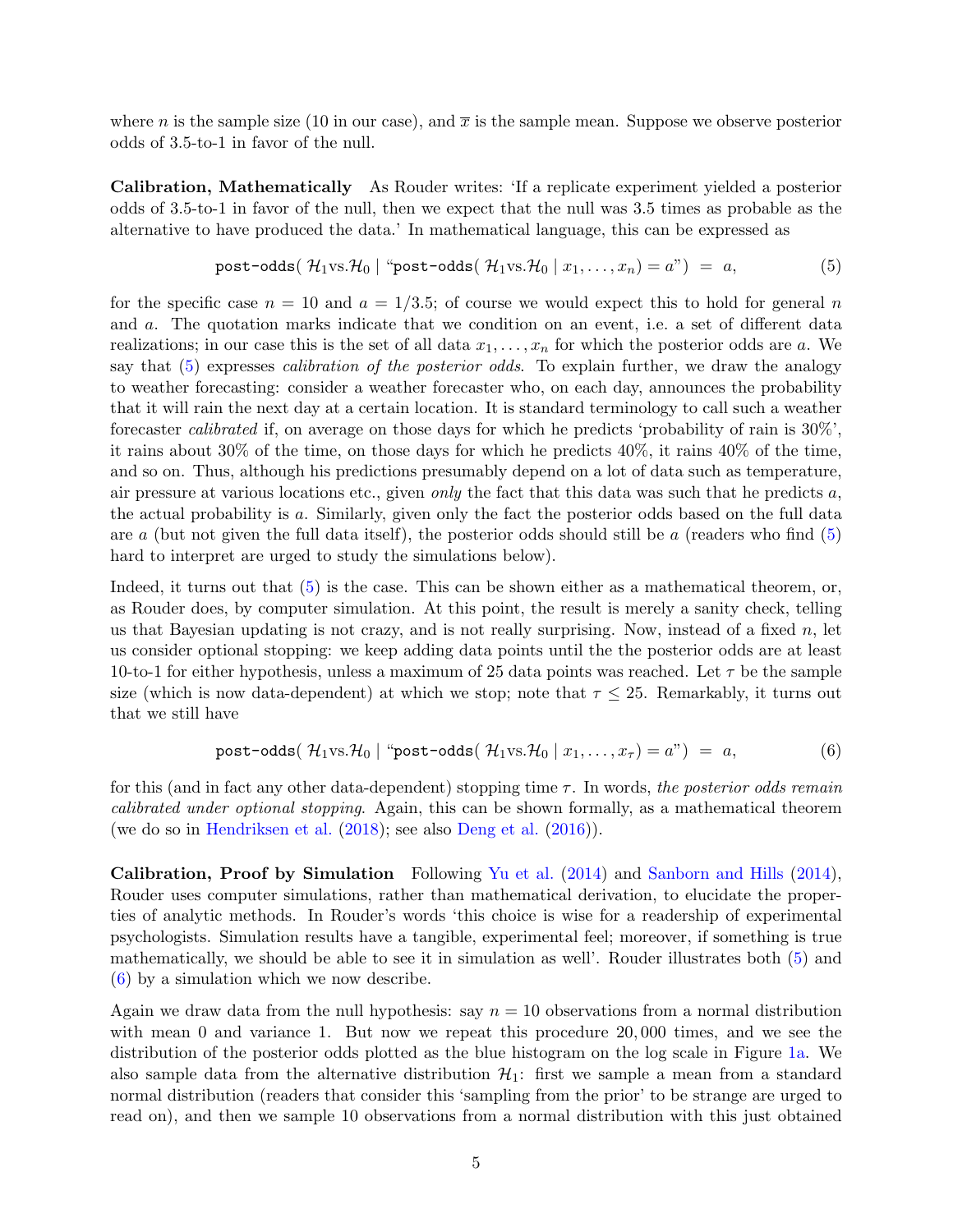where $n$ is the sample size (10 in our case), and $\overline{x}$ is the sample mean. Suppose we observe posterior odds of 3.5-to-1 in favor of the null.

**Calibration, Mathematically** As Rouder writes: 'If a replicate experiment yielded a posterior odds of 3.5-to-1 in favor of the null, then we expect that the null was 3.5 times as probable as the alternative to have produced the data.' In mathematical language, this can be expressed as

$$\texttt{post-odds}(\ \mathcal{H}_1 \text{vs.} \mathcal{H}_0 \mid \text{``}\texttt{post-odds}(\ \mathcal{H}_1 \text{vs.} \mathcal{H}_0 \mid x_1, \ldots, x_n) = a\text{''}) \ = \ a, \tag{5}$$

for the specific case $n = 10$ and $a = 1/3.5$; of course we would expect this to hold for general $n$ and $a$. The quotation marks indicate that we condition on an event, i.e. a set of different data realizations; in our case this is the set of all data $x_1, \ldots, x_n$ for which the posterior odds are $a$. We say that (5) expresses *calibration of the posterior odds*. To explain further, we draw the analogy to weather forecasting: consider a weather forecaster who, on each day, announces the probability that it will rain the next day at a certain location. It is standard terminology to call such a weather forecaster *calibrated* if, on average on those days for which he predicts 'probability of rain is 30%', it rains about 30% of the time, on those days for which he predicts 40%, it rains 40% of the time, and so on. Thus, although his predictions presumably depend on a lot of data such as temperature, air pressure at various locations etc., given *only* the fact that this data was such that he predicts $a$, the actual probability is $a$. Similarly, given only the fact the posterior odds based on the full data are $a$ (but not given the full data itself), the posterior odds should still be $a$ (readers who find (5) hard to interpret are urged to study the simulations below).

Indeed, it turns out that (5) is the case. This can be shown either as a mathematical theorem, or, as Rouder does, by computer simulation. At this point, the result is merely a sanity check, telling us that Bayesian updating is not crazy, and is not really surprising. Now, instead of a fixed $n$, let us consider optional stopping: we keep adding data points until the the posterior odds are at least 10-to-1 for either hypothesis, unless a maximum of 25 data points was reached. Let $\tau$ be the sample size (which is now data-dependent) at which we stop; note that $\tau \leq 25$. Remarkably, it turns out that we still have

$$\texttt{post-odds}(\ \mathcal{H}_1 \text{vs.} \mathcal{H}_0 \mid \text{``}\texttt{post-odds}(\ \mathcal{H}_1 \text{vs.} \mathcal{H}_0 \mid x_1, \ldots, x_\tau) = a\text{''}) \ = \ a, \tag{6}$$

for this (and in fact any other data-dependent) stopping time $\tau$. In words, *the posterior odds remain calibrated under optional stopping*. Again, this can be shown formally, as a mathematical theorem (we do so in Hendriksen et al. (2018); see also Deng et al. (2016)).

**Calibration, Proof by Simulation** Following Yu et al. (2014) and Sanborn and Hills (2014), Rouder uses computer simulations, rather than mathematical derivation, to elucidate the properties of analytic methods. In Rouder's words 'this choice is wise for a readership of experimental psychologists. Simulation results have a tangible, experimental feel; moreover, if something is true mathematically, we should be able to see it in simulation as well'. Rouder illustrates both (5) and (6) by a simulation which we now describe.

Again we draw data from the null hypothesis: say $n = 10$ observations from a normal distribution with mean 0 and variance 1. But now we repeat this procedure 20,000 times, and we see the distribution of the posterior odds plotted as the blue histogram on the log scale in Figure 1a. We also sample data from the alternative distribution $\mathcal{H}_1$: first we sample a mean from a standard normal distribution (readers that consider this 'sampling from the prior' to be strange are urged to read on), and then we sample 10 observations from a normal distribution with this just obtained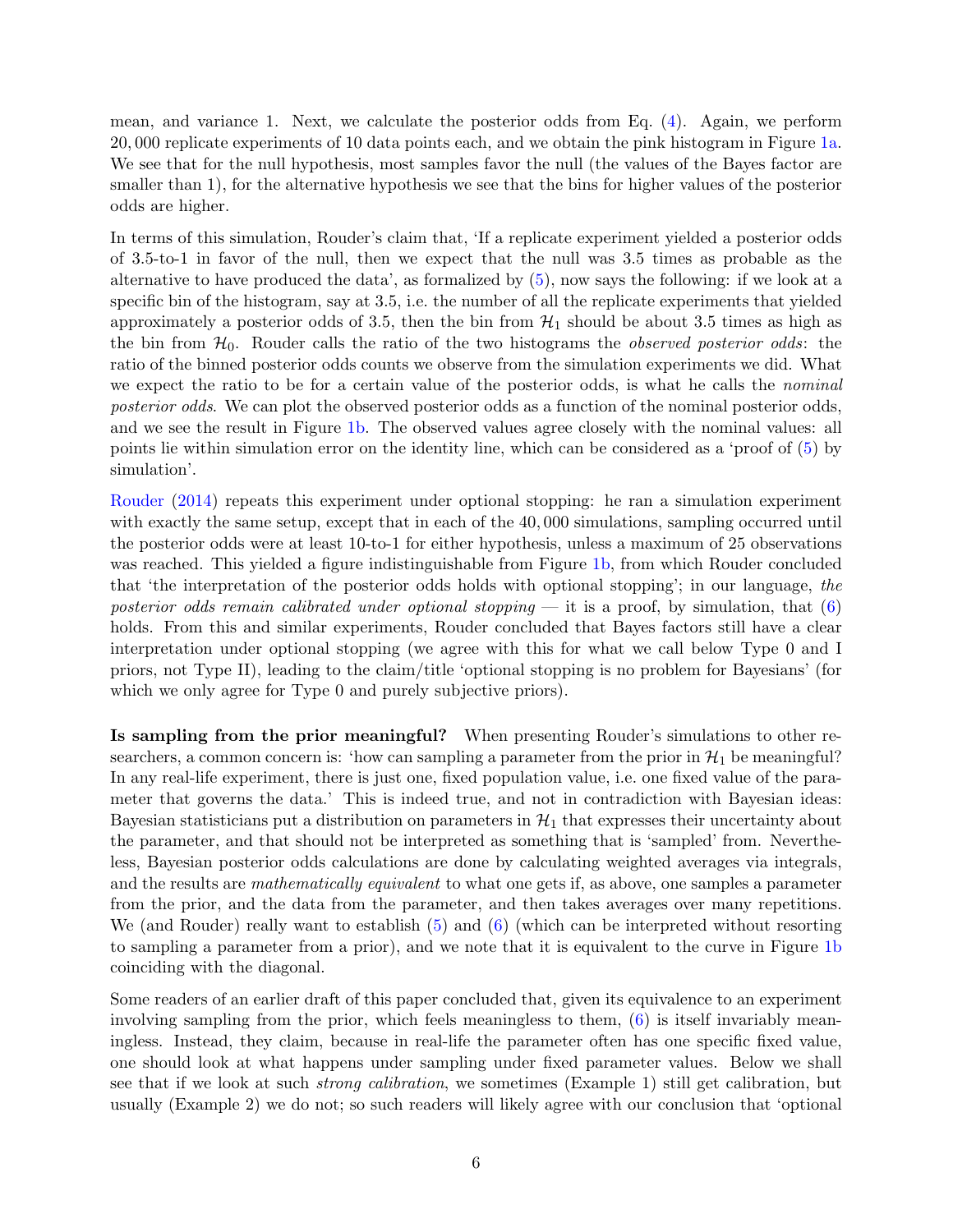mean, and variance 1. Next, we calculate the posterior odds from Eq. (4). Again, we perform 20,000 replicate experiments of 10 data points each, and we obtain the pink histogram in Figure 1a. We see that for the null hypothesis, most samples favor the null (the values of the Bayes factor are smaller than 1), for the alternative hypothesis we see that the bins for higher values of the posterior odds are higher.

In terms of this simulation, Rouder's claim that, 'If a replicate experiment yielded a posterior odds of 3.5-to-1 in favor of the null, then we expect that the null was 3.5 times as probable as the alternative to have produced the data', as formalized by (5), now says the following: if we look at a specific bin of the histogram, say at 3.5, i.e. the number of all the replicate experiments that yielded approximately a posterior odds of 3.5, then the bin from $\mathcal{H}_1$ should be about 3.5 times as high as the bin from $\mathcal{H}_0$. Rouder calls the ratio of the two histograms the *observed posterior odds*: the ratio of the binned posterior odds counts we observe from the simulation experiments we did. What we expect the ratio to be for a certain value of the posterior odds, is what he calls the *nominal posterior odds*. We can plot the observed posterior odds as a function of the nominal posterior odds, and we see the result in Figure 1b. The observed values agree closely with the nominal values: all points lie within simulation error on the identity line, which can be considered as a 'proof of (5) by simulation'.

Rouder (2014) repeats this experiment under optional stopping: he ran a simulation experiment with exactly the same setup, except that in each of the 40,000 simulations, sampling occurred until the posterior odds were at least 10-to-1 for either hypothesis, unless a maximum of 25 observations was reached. This yielded a figure indistinguishable from Figure 1b, from which Rouder concluded that 'the interpretation of the posterior odds holds with optional stopping'; in our language, *the posterior odds remain calibrated under optional stopping* — it is a proof, by simulation, that (6) holds. From this and similar experiments, Rouder concluded that Bayes factors still have a clear interpretation under optional stopping (we agree with this for what we call below Type 0 and I priors, not Type II), leading to the claim/title 'optional stopping is no problem for Bayesians' (for which we only agree for Type 0 and purely subjective priors).

**Is sampling from the prior meaningful?** When presenting Rouder's simulations to other researchers, a common concern is: 'how can sampling a parameter from the prior in $\mathcal{H}_1$ be meaningful? In any real-life experiment, there is just one, fixed population value, i.e. one fixed value of the parameter that governs the data.' This is indeed true, and not in contradiction with Bayesian ideas: Bayesian statisticians put a distribution on parameters in $\mathcal{H}_1$ that expresses their uncertainty about the parameter, and that should not be interpreted as something that is 'sampled' from. Nevertheless, Bayesian posterior odds calculations are done by calculating weighted averages via integrals, and the results are *mathematically equivalent* to what one gets if, as above, one samples a parameter from the prior, and the data from the parameter, and then takes averages over many repetitions. We (and Rouder) really want to establish (5) and (6) (which can be interpreted without resorting to sampling a parameter from a prior), and we note that it is equivalent to the curve in Figure 1b coinciding with the diagonal.

Some readers of an earlier draft of this paper concluded that, given its equivalence to an experiment involving sampling from the prior, which feels meaningless to them, (6) is itself invariably meaningless. Instead, they claim, because in real-life the parameter often has one specific fixed value, one should look at what happens under sampling under fixed parameter values. Below we shall see that if we look at such *strong calibration*, we sometimes (Example 1) still get calibration, but usually (Example 2) we do not; so such readers will likely agree with our conclusion that 'optional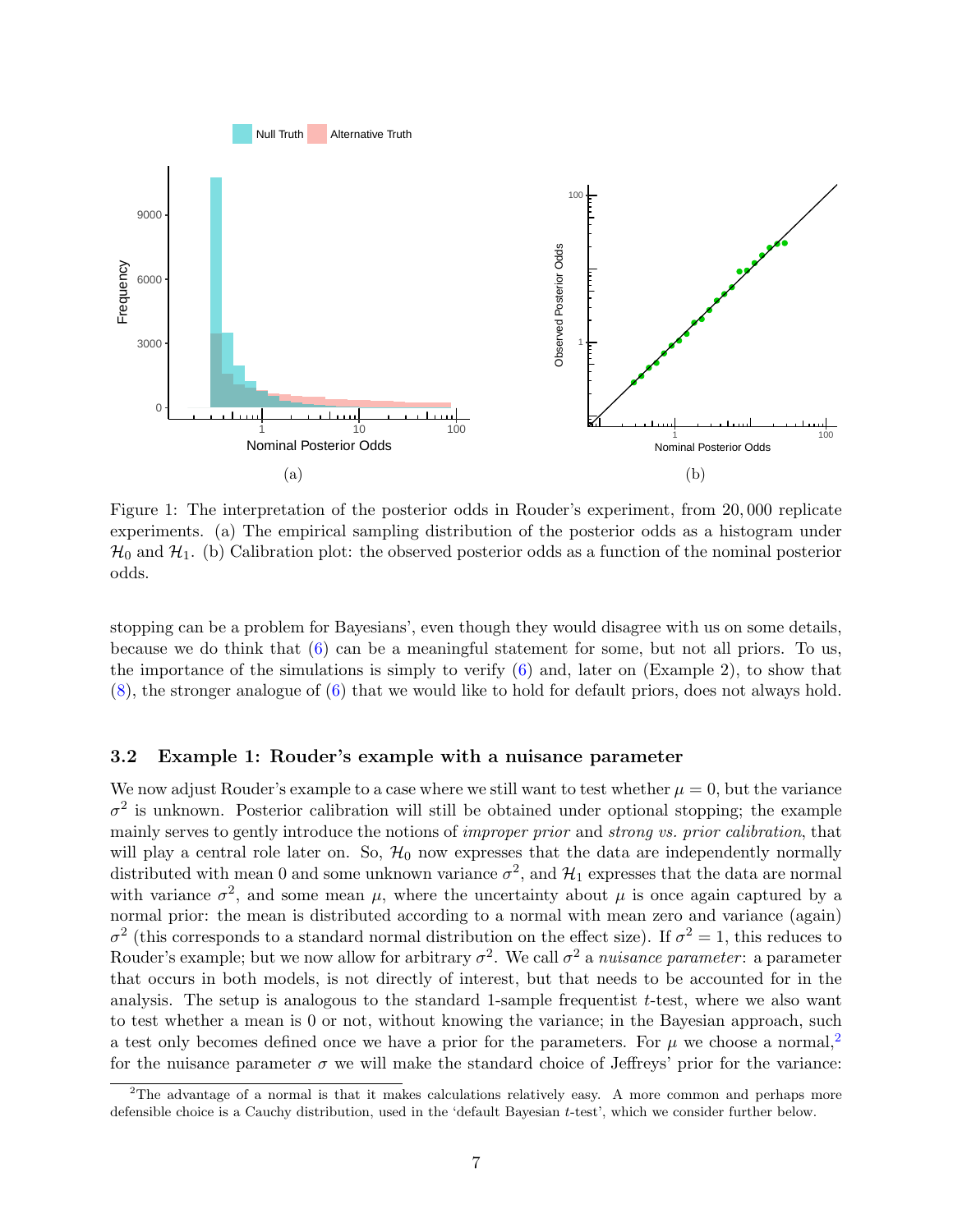Figure 1: The interpretation of the posterior odds in Rouder's experiment, from 20,000 replicate experiments. (a) The empirical sampling distribution of the posterior odds as a histogram under $\mathcal{H}_0$ and $\mathcal{H}_1$. (b) Calibration plot: the observed posterior odds as a function of the nominal posterior odds.

stopping can be a problem for Bayesians', even though they would disagree with us on some details, because we do think that (6) can be a meaningful statement for some, but not all priors. To us, the importance of the simulations is simply to verify (6) and, later on (Example 2), to show that (8), the stronger analogue of (6) that we would like to hold for default priors, does not always hold.

### 3.2 Example 1: Rouder's example with a nuisance parameter

We now adjust Rouder's example to a case where we still want to test whether $\mu = 0$, but the variance $\sigma^2$ is unknown. Posterior calibration will still be obtained under optional stopping; the example mainly serves to gently introduce the notions of *improper prior* and *strong vs. prior calibration*, that will play a central role later on. So, $\mathcal{H}_0$ now expresses that the data are independently normally distributed with mean 0 and some unknown variance $\sigma^2$, and $\mathcal{H}_1$ expresses that the data are normal with variance $\sigma^2$, and some mean $\mu$, where the uncertainty about $\mu$ is once again captured by a normal prior: the mean is distributed according to a normal with mean zero and variance (again) $\sigma^2$ (this corresponds to a standard normal distribution on the effect size). If $\sigma^2 = 1$, this reduces to Rouder's example; but we now allow for arbitrary $\sigma^2$. We call $\sigma^2$ a *nuisance parameter*: a parameter that occurs in both models, is not directly of interest, but that needs to be accounted for in the analysis. The setup is analogous to the standard 1-sample frequentist $t$-test, where we also want to test whether a mean is 0 or not, without knowing the variance; in the Bayesian approach, such a test only becomes defined once we have a prior for the parameters. For $\mu$ we choose a normal,[2] for the nuisance parameter $\sigma$ we will make the standard choice of Jeffreys' prior for the variance:

[2] The advantage of a normal is that it makes calculations relatively easy. A more common and perhaps more defensible choice is a Cauchy distribution, used in the 'default Bayesian $t$-test', which we consider further below.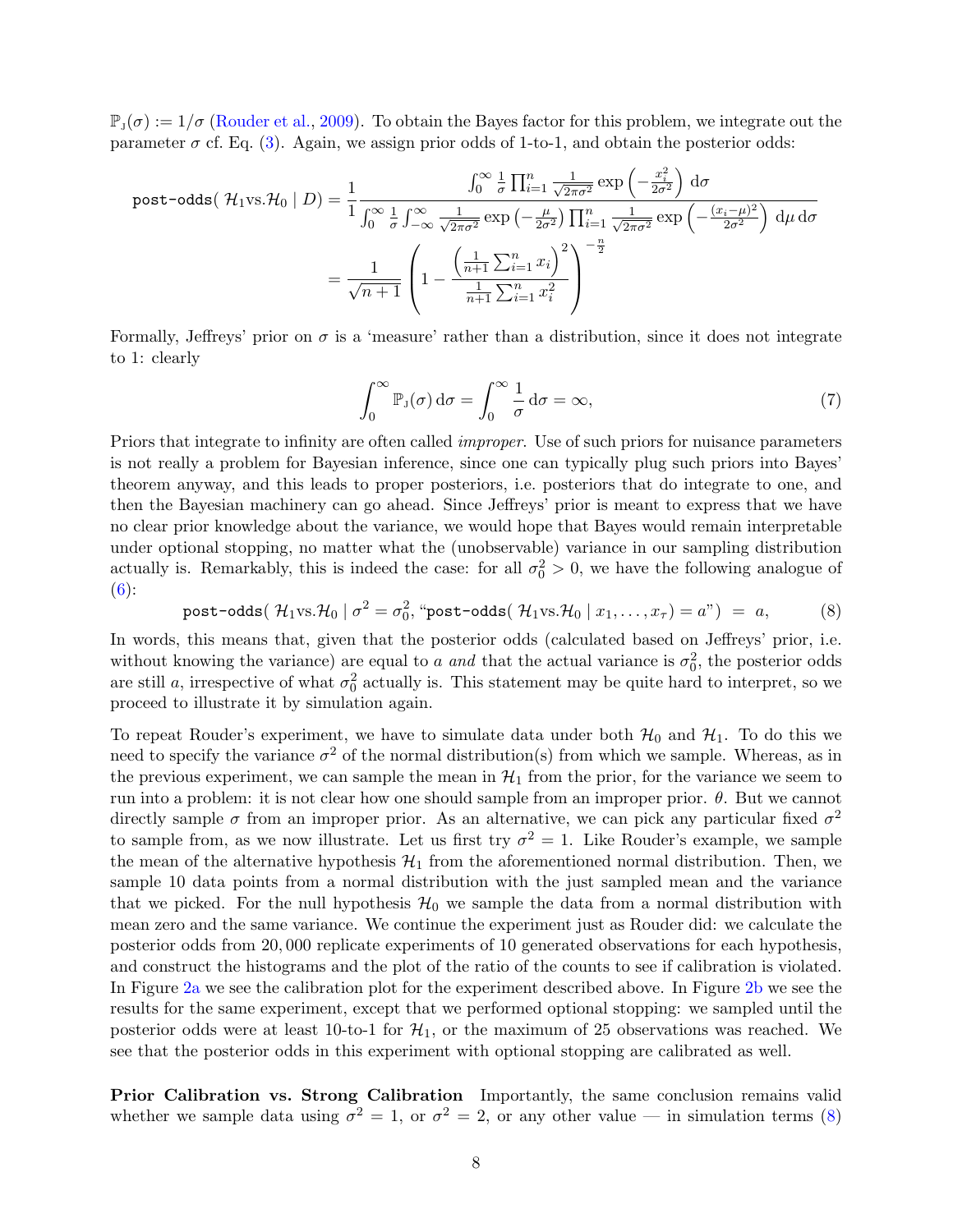$\mathbb{P}_{\text{J}}(\sigma) := 1/\sigma$ (Rouder et al., 2009). To obtain the Bayes factor for this problem, we integrate out the parameter $\sigma$ cf. Eq. (3). Again, we assign prior odds of 1-to-1, and obtain the posterior odds:

$$
\begin{aligned}
\texttt{post-odds}(\,\mathcal{H}_1\text{vs.}\mathcal{H}_0 \mid D) &= \frac{1}{1} \frac{\int_0^\infty \frac{1}{\sigma} \prod_{i=1}^n \frac{1}{\sqrt{2\pi\sigma^2}} \exp\left(-\frac{x_i^2}{2\sigma^2}\right) \,\mathrm{d}\sigma}{\int_0^\infty \frac{1}{\sigma} \int_{-\infty}^\infty \frac{1}{\sqrt{2\pi\sigma^2}} \exp\left(-\frac{\mu}{2\sigma^2}\right) \prod_{i=1}^n \frac{1}{\sqrt{2\pi\sigma^2}} \exp\left(-\frac{(x_i-\mu)^2}{2\sigma^2}\right) \,\mathrm{d}\mu \,\mathrm{d}\sigma} \\
&= \frac{1}{\sqrt{n+1}} \left(1 - \frac{\left(\frac{1}{n+1}\sum_{i=1}^n x_i\right)^2}{\frac{1}{n+1}\sum_{i=1}^n x_i^2}\right)^{-\frac{n}{2}}
\end{aligned}
$$

Formally, Jeffreys' prior on $\sigma$ is a 'measure' rather than a distribution, since it does not integrate to 1: clearly

$$
\int_0^\infty \mathbb{P}_{\text{J}}(\sigma) \,\mathrm{d}\sigma = \int_0^\infty \frac{1}{\sigma} \,\mathrm{d}\sigma = \infty, \tag{7}
$$

Priors that integrate to infinity are often called *improper*. Use of such priors for nuisance parameters is not really a problem for Bayesian inference, since one can typically plug such priors into Bayes' theorem anyway, and this leads to proper posteriors, i.e. posteriors that do integrate to one, and then the Bayesian machinery can go ahead. Since Jeffreys' prior is meant to express that we have no clear prior knowledge about the variance, we would hope that Bayes would remain interpretable under optional stopping, no matter what the (unobservable) variance in our sampling distribution actually is. Remarkably, this is indeed the case: for all $\sigma_0^2 > 0$, we have the following analogue of (6):

$$
\texttt{post-odds}(\,\mathcal{H}_1\text{vs.}\mathcal{H}_0 \mid \sigma^2 = \sigma_0^2, \text{“}\texttt{post-odds}(\,\mathcal{H}_1\text{vs.}\mathcal{H}_0 \mid x_1, \ldots, x_\tau) = a\text{”}) \;=\; a, \tag{8}
$$

In words, this means that, given that the posterior odds (calculated based on Jeffreys' prior, i.e. without knowing the variance) are equal to $a$ *and* that the actual variance is $\sigma_0^2$, the posterior odds are still $a$, irrespective of what $\sigma_0^2$ actually is. This statement may be quite hard to interpret, so we proceed to illustrate it by simulation again.

To repeat Rouder's experiment, we have to simulate data under both $\mathcal{H}_0$ and $\mathcal{H}_1$. To do this we need to specify the variance $\sigma^2$ of the normal distribution(s) from which we sample. Whereas, as in the previous experiment, we can sample the mean in $\mathcal{H}_1$ from the prior, for the variance we seem to run into a problem: it is not clear how one should sample from an improper prior. $\theta$. But we cannot directly sample $\sigma$ from an improper prior. As an alternative, we can pick any particular fixed $\sigma^2$ to sample from, as we now illustrate. Let us first try $\sigma^2 = 1$. Like Rouder's example, we sample the mean of the alternative hypothesis $\mathcal{H}_1$ from the aforementioned normal distribution. Then, we sample 10 data points from a normal distribution with the just sampled mean and the variance that we picked. For the null hypothesis $\mathcal{H}_0$ we sample the data from a normal distribution with mean zero and the same variance. We continue the experiment just as Rouder did: we calculate the posterior odds from 20,000 replicate experiments of 10 generated observations for each hypothesis, and construct the histograms and the plot of the ratio of the counts to see if calibration is violated. In Figure 2a we see the calibration plot for the experiment described above. In Figure 2b we see the results for the same experiment, except that we performed optional stopping: we sampled until the posterior odds were at least 10-to-1 for $\mathcal{H}_1$, or the maximum of 25 observations was reached. We see that the posterior odds in this experiment with optional stopping are calibrated as well.

**Prior Calibration vs. Strong Calibration** Importantly, the same conclusion remains valid whether we sample data using $\sigma^2 = 1$, or $\sigma^2 = 2$, or any other value — in simulation terms (8)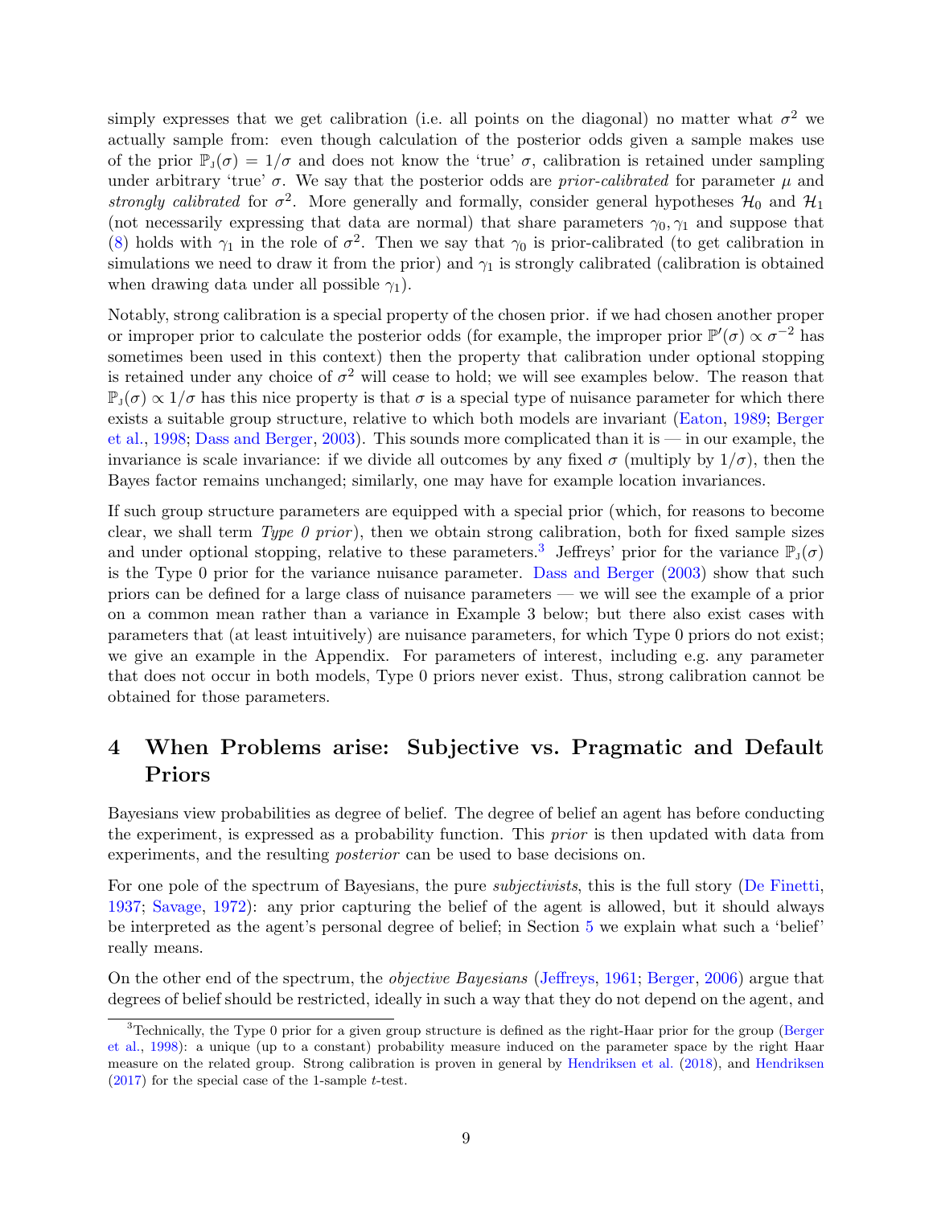simply expresses that we get calibration (i.e. all points on the diagonal) no matter what $\sigma^2$ we actually sample from: even though calculation of the posterior odds given a sample makes use of the prior $\mathbb{P}_{\text{J}}(\sigma) = 1/\sigma$ and does not know the 'true' $\sigma$, calibration is retained under sampling under arbitrary 'true' $\sigma$. We say that the posterior odds are *prior-calibrated* for parameter $\mu$ and *strongly calibrated* for $\sigma^2$. More generally and formally, consider general hypotheses $\mathcal{H}_0$ and $\mathcal{H}_1$ (not necessarily expressing that data are normal) that share parameters $\gamma_0, \gamma_1$ and suppose that (8) holds with $\gamma_1$ in the role of $\sigma^2$. Then we say that $\gamma_0$ is prior-calibrated (to get calibration in simulations we need to draw it from the prior) and $\gamma_1$ is strongly calibrated (calibration is obtained when drawing data under all possible $\gamma_1$).

Notably, strong calibration is a special property of the chosen prior. if we had chosen another proper or improper prior to calculate the posterior odds (for example, the improper prior $\mathbb{P}'(\sigma) \propto \sigma^{-2}$ has sometimes been used in this context) then the property that calibration under optional stopping is retained under any choice of $\sigma^2$ will cease to hold; we will see examples below. The reason that $\mathbb{P}_{\text{J}}(\sigma) \propto 1/\sigma$ has this nice property is that $\sigma$ is a special type of nuisance parameter for which there exists a suitable group structure, relative to which both models are invariant (Eaton, 1989; Berger et al., 1998; Dass and Berger, 2003). This sounds more complicated than it is — in our example, the invariance is scale invariance: if we divide all outcomes by any fixed $\sigma$ (multiply by $1/\sigma$), then the Bayes factor remains unchanged; similarly, one may have for example location invariances.

If such group structure parameters are equipped with a special prior (which, for reasons to become clear, we shall term *Type 0 prior*), then we obtain strong calibration, both for fixed sample sizes and under optional stopping, relative to these parameters.[3] Jeffreys' prior for the variance $\mathbb{P}_{\text{J}}(\sigma)$ is the Type 0 prior for the variance nuisance parameter. Dass and Berger (2003) show that such priors can be defined for a large class of nuisance parameters — we will see the example of a prior on a common mean rather than a variance in Example 3 below; but there also exist cases with parameters that (at least intuitively) are nuisance parameters, for which Type 0 priors do not exist; we give an example in the Appendix. For parameters of interest, including e.g. any parameter that does not occur in both models, Type 0 priors never exist. Thus, strong calibration cannot be obtained for those parameters.

# 4 When Problems arise: Subjective vs. Pragmatic and Default Priors

Bayesians view probabilities as degree of belief. The degree of belief an agent has before conducting the experiment, is expressed as a probability function. This *prior* is then updated with data from experiments, and the resulting *posterior* can be used to base decisions on.

For one pole of the spectrum of Bayesians, the pure *subjectivists*, this is the full story (De Finetti, 1937; Savage, 1972): any prior capturing the belief of the agent is allowed, but it should always be interpreted as the agent's personal degree of belief; in Section 5 we explain what such a 'belief' really means.

On the other end of the spectrum, the *objective Bayesians* (Jeffreys, 1961; Berger, 2006) argue that degrees of belief should be restricted, ideally in such a way that they do not depend on the agent, and

[3] Technically, the Type 0 prior for a given group structure is defined as the right-Haar prior for the group (Berger et al., 1998): a unique (up to a constant) probability measure induced on the parameter space by the right Haar measure on the related group. Strong calibration is proven in general by Hendriksen et al. (2018), and Hendriksen (2017) for the special case of the 1-sample $t$-test.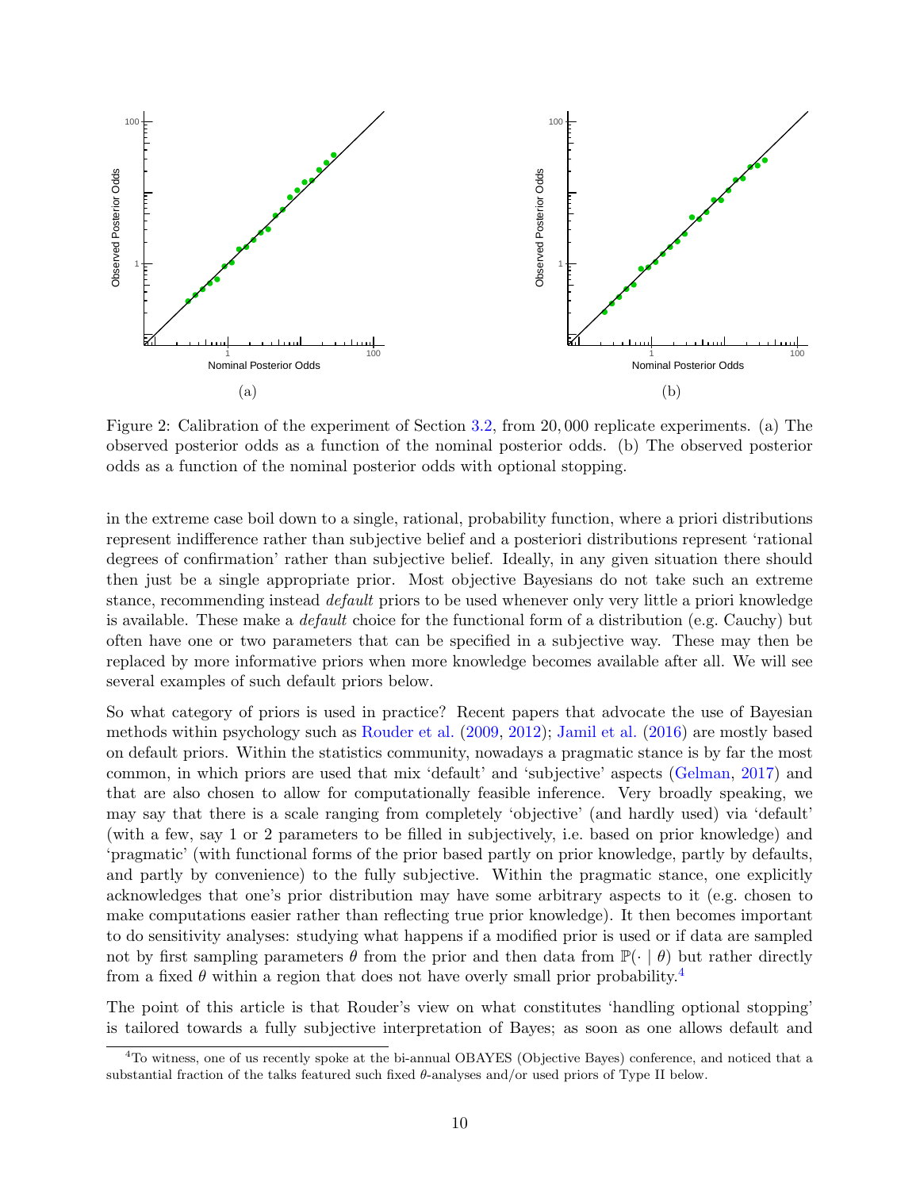Observed Posterior Odds

100

1

1

100

Nominal Posterior Odds

(a)

Observed Posterior Odds

100

1

1

100

Nominal Posterior Odds

(b)

Figure 2: Calibration of the experiment of Section 3.2, from 20,000 replicate experiments. (a) The observed posterior odds as a function of the nominal posterior odds. (b) The observed posterior odds as a function of the nominal posterior odds with optional stopping.

in the extreme case boil down to a single, rational, probability function, where a priori distributions represent indifference rather than subjective belief and a posteriori distributions represent 'rational degrees of confirmation' rather than subjective belief. Ideally, in any given situation there should then just be a single appropriate prior. Most objective Bayesians do not take such an extreme stance, recommending instead *default* priors to be used whenever only very little a priori knowledge is available. These make a *default* choice for the functional form of a distribution (e.g. Cauchy) but often have one or two parameters that can be specified in a subjective way. These may then be replaced by more informative priors when more knowledge becomes available after all. We will see several examples of such default priors below.

So what category of priors is used in practice? Recent papers that advocate the use of Bayesian methods within psychology such as Rouder et al. (2009, 2012); Jamil et al. (2016) are mostly based on default priors. Within the statistics community, nowadays a pragmatic stance is by far the most common, in which priors are used that mix 'default' and 'subjective' aspects (Gelman, 2017) and that are also chosen to allow for computationally feasible inference. Very broadly speaking, we may say that there is a scale ranging from completely 'objective' (and hardly used) via 'default' (with a few, say 1 or 2 parameters to be filled in subjectively, i.e. based on prior knowledge) and 'pragmatic' (with functional forms of the prior based partly on prior knowledge, partly by defaults, and partly by convenience) to the fully subjective. Within the pragmatic stance, one explicitly acknowledges that one's prior distribution may have some arbitrary aspects to it (e.g. chosen to make computations easier rather than reflecting true prior knowledge). It then becomes important to do sensitivity analyses: studying what happens if a modified prior is used or if data are sampled not by first sampling parameters $\theta$ from the prior and then data from $\mathbb{P}(\cdot \mid \theta)$ but rather directly from a fixed $\theta$ within a region that does not have overly small prior probability.[4]

The point of this article is that Rouder's view on what constitutes 'handling optional stopping' is tailored towards a fully subjective interpretation of Bayes; as soon as one allows default and

[4]To witness, one of us recently spoke at the bi-annual OBAYES (Objective Bayes) conference, and noticed that a substantial fraction of the talks featured such fixed $\theta$-analyses and/or used priors of Type II below.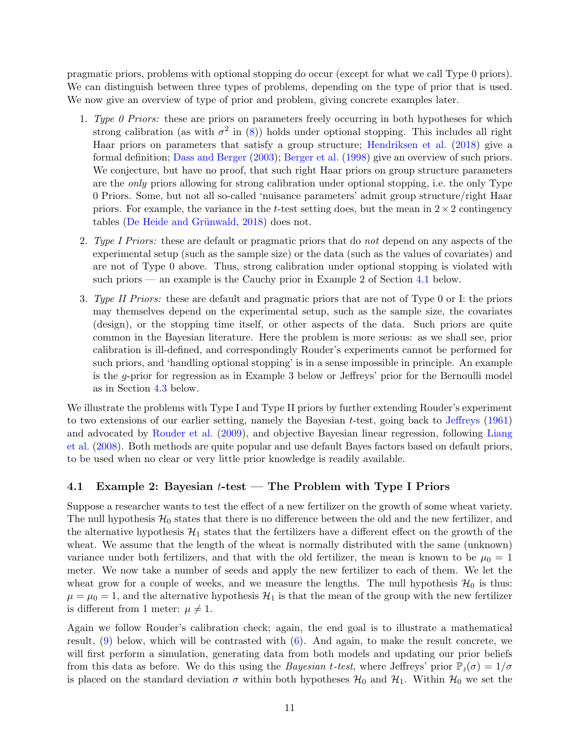pragmatic priors, problems with optional stopping do occur (except for what we call Type 0 priors). We can distinguish between three types of problems, depending on the type of prior that is used. We now give an overview of type of prior and problem, giving concrete examples later.

1. *Type 0 Priors:* these are priors on parameters freely occurring in both hypotheses for which strong calibration (as with $\sigma^2$ in (8)) holds under optional stopping. This includes all right Haar priors on parameters that satisfy a group structure; Hendriksen et al. (2018) give a formal definition; Dass and Berger (2003); Berger et al. (1998) give an overview of such priors. We conjecture, but have no proof, that such right Haar priors on group structure parameters are the *only* priors allowing for strong calibration under optional stopping, i.e. the only Type 0 Priors. Some, but not all so-called 'nuisance parameters' admit group structure/right Haar priors. For example, the variance in the $t$-test setting does, but the mean in $2 \times 2$ contingency tables (De Heide and Grünwald, 2018) does not.

2. *Type I Priors:* these are default or pragmatic priors that do *not* depend on any aspects of the experimental setup (such as the sample size) or the data (such as the values of covariates) and are not of Type 0 above. Thus, strong calibration under optional stopping is violated with such priors — an example is the Cauchy prior in Example 2 of Section 4.1 below.

3. *Type II Priors:* these are default and pragmatic priors that are not of Type 0 or I: the priors may themselves depend on the experimental setup, such as the sample size, the covariates (design), or the stopping time itself, or other aspects of the data. Such priors are quite common in the Bayesian literature. Here the problem is more serious: as we shall see, prior calibration is ill-defined, and correspondingly Rouder's experiments cannot be performed for such priors, and 'handling optional stopping' is in a sense impossible in principle. An example is the $g$-prior for regression as in Example 3 below or Jeffreys' prior for the Bernoulli model as in Section 4.3 below.

We illustrate the problems with Type I and Type II priors by further extending Rouder's experiment to two extensions of our earlier setting, namely the Bayesian $t$-test, going back to Jeffreys (1961) and advocated by Rouder et al. (2009), and objective Bayesian linear regression, following Liang et al. (2008). Both methods are quite popular and use default Bayes factors based on default priors, to be used when no clear or very little prior knowledge is readily available.

### 4.1 Example 2: Bayesian $t$-test — The Problem with Type I Priors

Suppose a researcher wants to test the effect of a new fertilizer on the growth of some wheat variety. The null hypothesis $\mathcal{H}_0$ states that there is no difference between the old and the new fertilizer, and the alternative hypothesis $\mathcal{H}_1$ states that the fertilizers have a different effect on the growth of the wheat. We assume that the length of the wheat is normally distributed with the same (unknown) variance under both fertilizers, and that with the old fertilizer, the mean is known to be $\mu_0 = 1$ meter. We now take a number of seeds and apply the new fertilizer to each of them. We let the wheat grow for a couple of weeks, and we measure the lengths. The null hypothesis $\mathcal{H}_0$ is thus: $\mu = \mu_0 = 1$, and the alternative hypothesis $\mathcal{H}_1$ is that the mean of the group with the new fertilizer is different from 1 meter: $\mu \neq 1$.

Again we follow Rouder's calibration check; again, the end goal is to illustrate a mathematical result, (9) below, which will be contrasted with (6). And again, to make the result concrete, we will first perform a simulation, generating data from both models and updating our prior beliefs from this data as before. We do this using the *Bayesian t-test*, where Jeffreys' prior $\mathbb{P}_{\text{J}}(\sigma) = 1/\sigma$ is placed on the standard deviation $\sigma$ within both hypotheses $\mathcal{H}_0$ and $\mathcal{H}_1$. Within $\mathcal{H}_0$ we set the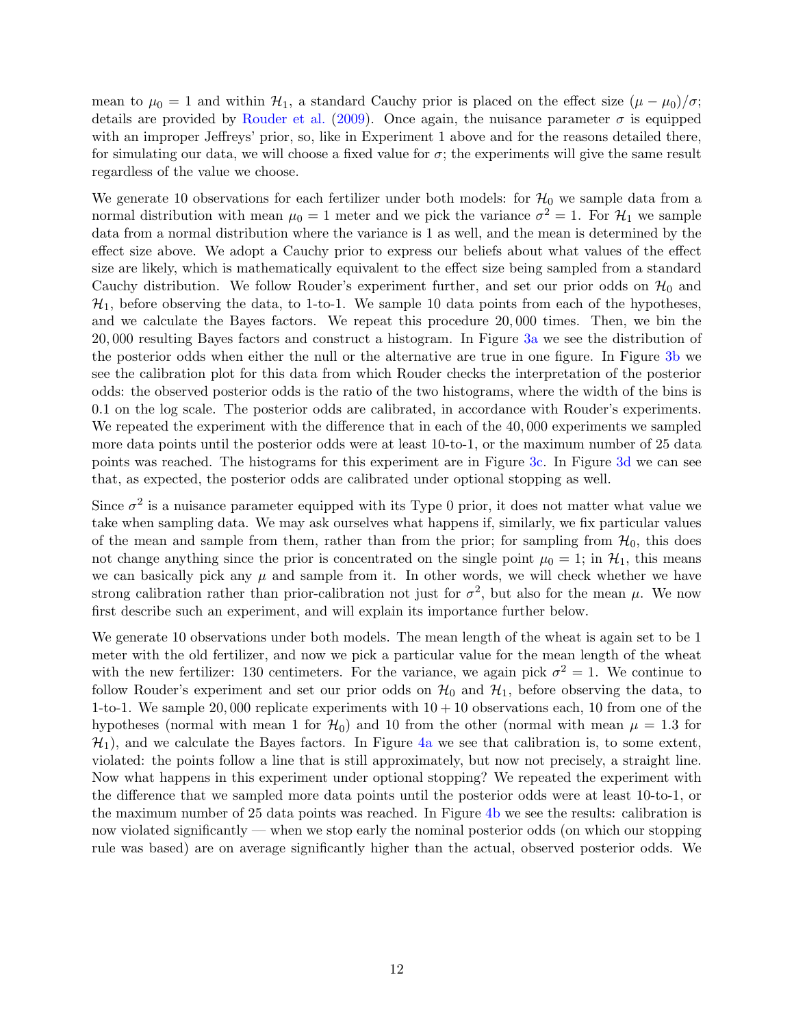mean to $\mu_0 = 1$ and within $\mathcal{H}_1$, a standard Cauchy prior is placed on the effect size $(\mu - \mu_0)/\sigma$; details are provided by Rouder et al. (2009). Once again, the nuisance parameter $\sigma$ is equipped with an improper Jeffreys' prior, so, like in Experiment 1 above and for the reasons detailed there, for simulating our data, we will choose a fixed value for $\sigma$; the experiments will give the same result regardless of the value we choose.

We generate 10 observations for each fertilizer under both models: for $\mathcal{H}_0$ we sample data from a normal distribution with mean $\mu_0 = 1$ meter and we pick the variance $\sigma^2 = 1$. For $\mathcal{H}_1$ we sample data from a normal distribution where the variance is 1 as well, and the mean is determined by the effect size above. We adopt a Cauchy prior to express our beliefs about what values of the effect size are likely, which is mathematically equivalent to the effect size being sampled from a standard Cauchy distribution. We follow Rouder's experiment further, and set our prior odds on $\mathcal{H}_0$ and $\mathcal{H}_1$, before observing the data, to 1-to-1. We sample 10 data points from each of the hypotheses, and we calculate the Bayes factors. We repeat this procedure $20,000$ times. Then, we bin the $20,000$ resulting Bayes factors and construct a histogram. In Figure 3a we see the distribution of the posterior odds when either the null or the alternative are true in one figure. In Figure 3b we see the calibration plot for this data from which Rouder checks the interpretation of the posterior odds: the observed posterior odds is the ratio of the two histograms, where the width of the bins is 0.1 on the log scale. The posterior odds are calibrated, in accordance with Rouder's experiments. We repeated the experiment with the difference that in each of the $40,000$ experiments we sampled more data points until the posterior odds were at least 10-to-1, or the maximum number of 25 data points was reached. The histograms for this experiment are in Figure 3c. In Figure 3d we can see that, as expected, the posterior odds are calibrated under optional stopping as well.

Since $\sigma^2$ is a nuisance parameter equipped with its Type 0 prior, it does not matter what value we take when sampling data. We may ask ourselves what happens if, similarly, we fix particular values of the mean and sample from them, rather than from the prior; for sampling from $\mathcal{H}_0$, this does not change anything since the prior is concentrated on the single point $\mu_0 = 1$; in $\mathcal{H}_1$, this means we can basically pick any $\mu$ and sample from it. In other words, we will check whether we have strong calibration rather than prior-calibration not just for $\sigma^2$, but also for the mean $\mu$. We now first describe such an experiment, and will explain its importance further below.

We generate 10 observations under both models. The mean length of the wheat is again set to be 1 meter with the old fertilizer, and now we pick a particular value for the mean length of the wheat with the new fertilizer: 130 centimeters. For the variance, we again pick $\sigma^2 = 1$. We continue to follow Rouder's experiment and set our prior odds on $\mathcal{H}_0$ and $\mathcal{H}_1$, before observing the data, to 1-to-1. We sample $20,000$ replicate experiments with $10 + 10$ observations each, 10 from one of the hypotheses (normal with mean 1 for $\mathcal{H}_0$) and 10 from the other (normal with mean $\mu = 1.3$ for $\mathcal{H}_1$), and we calculate the Bayes factors. In Figure 4a we see that calibration is, to some extent, violated: the points follow a line that is still approximately, but now not precisely, a straight line. Now what happens in this experiment under optional stopping? We repeated the experiment with the difference that we sampled more data points until the posterior odds were at least 10-to-1, or the maximum number of 25 data points was reached. In Figure 4b we see the results: calibration is now violated significantly — when we stop early the nominal posterior odds (on which our stopping rule was based) are on average significantly higher than the actual, observed posterior odds. We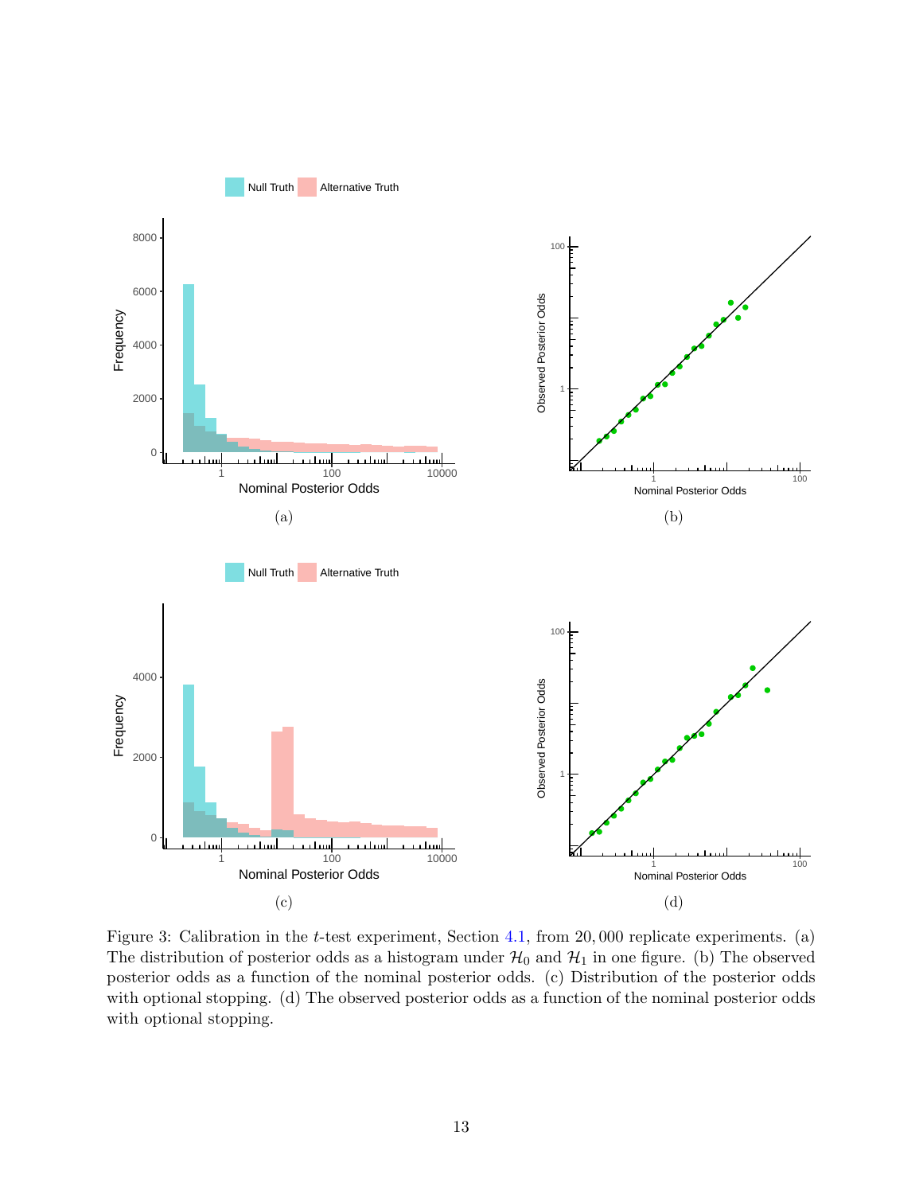Figure 3: Calibration in the $t$-test experiment, Section 4.1, from 20,000 replicate experiments. (a) The distribution of posterior odds as a histogram under $\mathcal{H}_0$ and $\mathcal{H}_1$ in one figure. (b) The observed posterior odds as a function of the nominal posterior odds. (c) Distribution of the posterior odds with optional stopping. (d) The observed posterior odds as a function of the nominal posterior odds with optional stopping.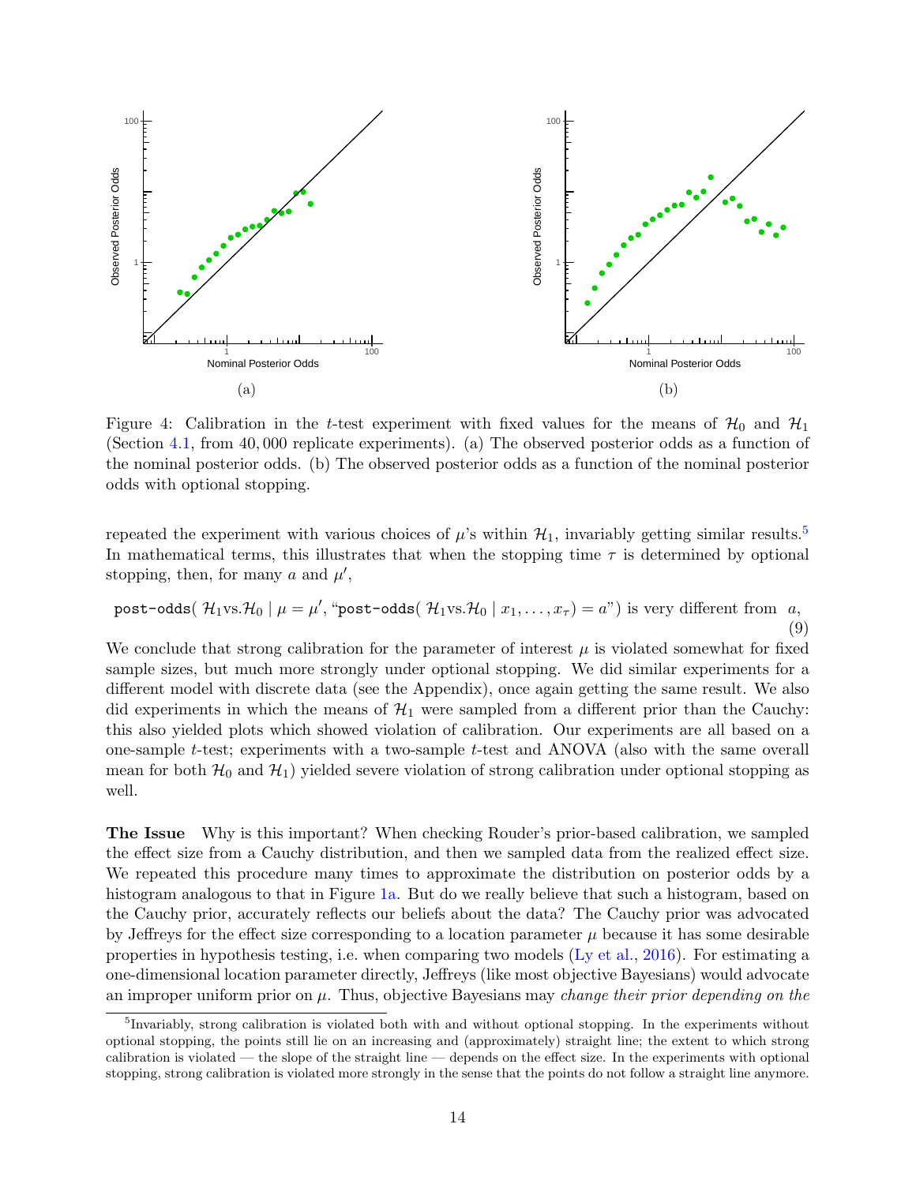Figure 4: Calibration in the $t$-test experiment with fixed values for the means of $\mathcal{H}_0$ and $\mathcal{H}_1$ (Section 4.1, from 40,000 replicate experiments). (a) The observed posterior odds as a function of the nominal posterior odds. (b) The observed posterior odds as a function of the nominal posterior odds with optional stopping.

repeated the experiment with various choices of $\mu$'s within $\mathcal{H}_1$, invariably getting similar results.[5] In mathematical terms, this illustrates that when the stopping time $\tau$ is determined by optional stopping, then, for many $a$ and $\mu'$,

$$\texttt{post-odds}(\ \mathcal{H}_1 \text{vs.} \mathcal{H}_0 \mid \mu = \mu', \text{“}\texttt{post-odds}(\ \mathcal{H}_1 \text{vs.} \mathcal{H}_0 \mid x_1, \ldots, x_\tau) = a\text{”}) \text{ is very different from } a, \tag{9}$$

We conclude that strong calibration for the parameter of interest $\mu$ is violated somewhat for fixed sample sizes, but much more strongly under optional stopping. We did similar experiments for a different model with discrete data (see the Appendix), once again getting the same result. We also did experiments in which the means of $\mathcal{H}_1$ were sampled from a different prior than the Cauchy: this also yielded plots which showed violation of calibration. Our experiments are all based on a one-sample $t$-test; experiments with a two-sample $t$-test and ANOVA (also with the same overall mean for both $\mathcal{H}_0$ and $\mathcal{H}_1$) yielded severe violation of strong calibration under optional stopping as well.

**The Issue** Why is this important? When checking Rouder's prior-based calibration, we sampled the effect size from a Cauchy distribution, and then we sampled data from the realized effect size. We repeated this procedure many times to approximate the distribution on posterior odds by a histogram analogous to that in Figure 1a. But do we really believe that such a histogram, based on the Cauchy prior, accurately reflects our beliefs about the data? The Cauchy prior was advocated by Jeffreys for the effect size corresponding to a location parameter $\mu$ because it has some desirable properties in hypothesis testing, i.e. when comparing two models (Ly et al., 2016). For estimating a one-dimensional location parameter directly, Jeffreys (like most objective Bayesians) would advocate an improper uniform prior on $\mu$. Thus, objective Bayesians may *change their prior depending on the*

[5] Invariably, strong calibration is violated both with and without optional stopping. In the experiments without optional stopping, the points still lie on an increasing and (approximately) straight line; the extent to which strong calibration is violated — the slope of the straight line — depends on the effect size. In the experiments with optional stopping, strong calibration is violated more strongly in the sense that the points do not follow a straight line anymore.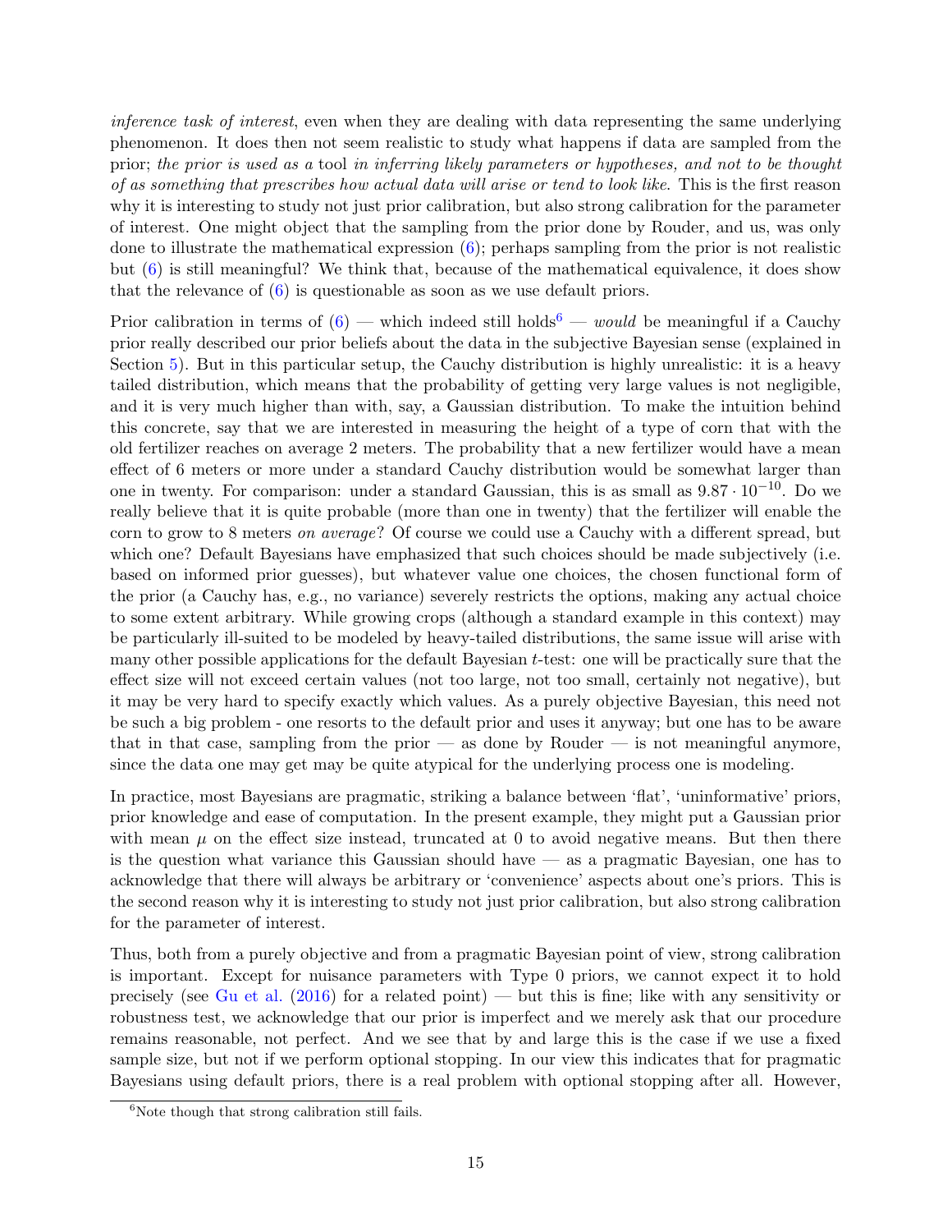*inference task of interest*, even when they are dealing with data representing the same underlying phenomenon. It does then not seem realistic to study what happens if data are sampled from the prior; *the prior is used as a* tool *in inferring likely parameters or hypotheses, and not to be thought of as something that prescribes how actual data will arise or tend to look like*. This is the first reason why it is interesting to study not just prior calibration, but also strong calibration for the parameter of interest. One might object that the sampling from the prior done by Rouder, and us, was only done to illustrate the mathematical expression (6); perhaps sampling from the prior is not realistic but (6) is still meaningful? We think that, because of the mathematical equivalence, it does show that the relevance of (6) is questionable as soon as we use default priors.

Prior calibration in terms of (6) — which indeed still holds[6] — *would* be meaningful if a Cauchy prior really described our prior beliefs about the data in the subjective Bayesian sense (explained in Section 5). But in this particular setup, the Cauchy distribution is highly unrealistic: it is a heavy tailed distribution, which means that the probability of getting very large values is not negligible, and it is very much higher than with, say, a Gaussian distribution. To make the intuition behind this concrete, say that we are interested in measuring the height of a type of corn that with the old fertilizer reaches on average 2 meters. The probability that a new fertilizer would have a mean effect of 6 meters or more under a standard Cauchy distribution would be somewhat larger than one in twenty. For comparison: under a standard Gaussian, this is as small as $9.87 \cdot 10^{-10}$. Do we really believe that it is quite probable (more than one in twenty) that the fertilizer will enable the corn to grow to 8 meters *on average*? Of course we could use a Cauchy with a different spread, but which one? Default Bayesians have emphasized that such choices should be made subjectively (i.e. based on informed prior guesses), but whatever value one choices, the chosen functional form of the prior (a Cauchy has, e.g., no variance) severely restricts the options, making any actual choice to some extent arbitrary. While growing crops (although a standard example in this context) may be particularly ill-suited to be modeled by heavy-tailed distributions, the same issue will arise with many other possible applications for the default Bayesian $t$-test: one will be practically sure that the effect size will not exceed certain values (not too large, not too small, certainly not negative), but it may be very hard to specify exactly which values. As a purely objective Bayesian, this need not be such a big problem - one resorts to the default prior and uses it anyway; but one has to be aware that in that case, sampling from the prior — as done by Rouder — is not meaningful anymore, since the data one may get may be quite atypical for the underlying process one is modeling.

In practice, most Bayesians are pragmatic, striking a balance between 'flat', 'uninformative' priors, prior knowledge and ease of computation. In the present example, they might put a Gaussian prior with mean $\mu$ on the effect size instead, truncated at 0 to avoid negative means. But then there is the question what variance this Gaussian should have — as a pragmatic Bayesian, one has to acknowledge that there will always be arbitrary or 'convenience' aspects about one's priors. This is the second reason why it is interesting to study not just prior calibration, but also strong calibration for the parameter of interest.

Thus, both from a purely objective and from a pragmatic Bayesian point of view, strong calibration is important. Except for nuisance parameters with Type 0 priors, we cannot expect it to hold precisely (see Gu et al. (2016) for a related point) — but this is fine; like with any sensitivity or robustness test, we acknowledge that our prior is imperfect and we merely ask that our procedure remains reasonable, not perfect. And we see that by and large this is the case if we use a fixed sample size, but not if we perform optional stopping. In our view this indicates that for pragmatic Bayesians using default priors, there is a real problem with optional stopping after all. However,

[6] Note though that strong calibration still fails.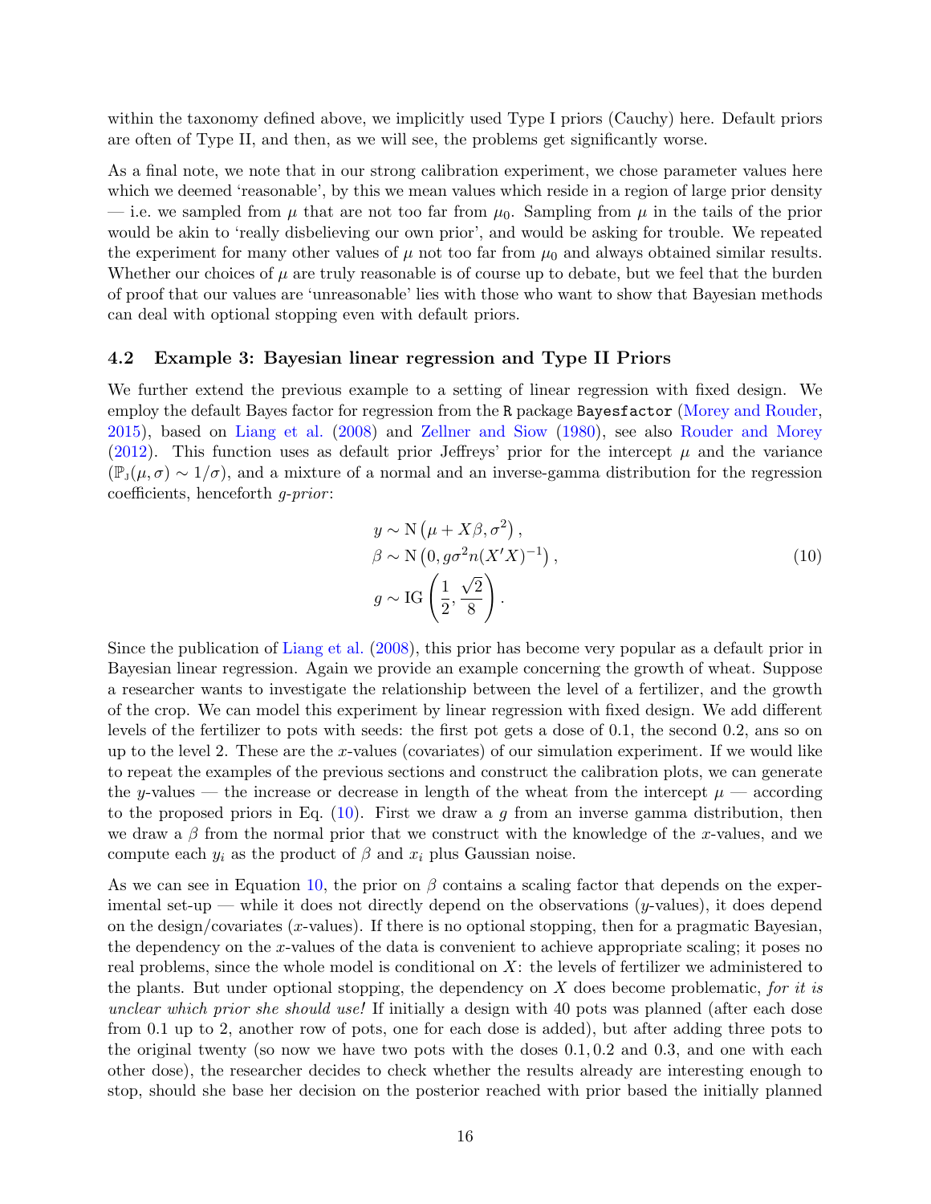within the taxonomy defined above, we implicitly used Type I priors (Cauchy) here. Default priors are often of Type II, and then, as we will see, the problems get significantly worse.

As a final note, we note that in our strong calibration experiment, we chose parameter values here which we deemed 'reasonable', by this we mean values which reside in a region of large prior density — i.e. we sampled from $\mu$ that are not too far from $\mu_0$. Sampling from $\mu$ in the tails of the prior would be akin to 'really disbelieving our own prior', and would be asking for trouble. We repeated the experiment for many other values of $\mu$ not too far from $\mu_0$ and always obtained similar results. Whether our choices of $\mu$ are truly reasonable is of course up to debate, but we feel that the burden of proof that our values are 'unreasonable' lies with those who want to show that Bayesian methods can deal with optional stopping even with default priors.

### 4.2 Example 3: Bayesian linear regression and Type II Priors

We further extend the previous example to a setting of linear regression with fixed design. We employ the default Bayes factor for regression from the R package `Bayesfactor` (Morey and Rouder, 2015), based on Liang et al. (2008) and Zellner and Siow (1980), see also Rouder and Morey (2012). This function uses as default prior Jeffreys' prior for the intercept $\mu$ and the variance ($\mathbb{P}_{\text{J}}(\mu, \sigma) \sim 1/\sigma$), and a mixture of a normal and an inverse-gamma distribution for the regression coefficients, henceforth *g-prior*:

$$
\begin{aligned}
y &\sim \mathrm{N}\left(\mu + X\beta, \sigma^2\right), \\
\beta &\sim \mathrm{N}\left(0, g\sigma^2 n (X'X)^{-1}\right), \\
g &\sim \mathrm{IG}\left(\frac{1}{2}, \frac{\sqrt{2}}{8}\right).
\end{aligned}
\tag{10}
$$

Since the publication of Liang et al. (2008), this prior has become very popular as a default prior in Bayesian linear regression. Again we provide an example concerning the growth of wheat. Suppose a researcher wants to investigate the relationship between the level of a fertilizer, and the growth of the crop. We can model this experiment by linear regression with fixed design. We add different levels of the fertilizer to pots with seeds: the first pot gets a dose of 0.1, the second 0.2, ans so on up to the level 2. These are the $x$-values (covariates) of our simulation experiment. If we would like to repeat the examples of the previous sections and construct the calibration plots, we can generate the $y$-values — the increase or decrease in length of the wheat from the intercept $\mu$ — according to the proposed priors in Eq. (10). First we draw a $g$ from an inverse gamma distribution, then we draw a $\beta$ from the normal prior that we construct with the knowledge of the $x$-values, and we compute each $y_i$ as the product of $\beta$ and $x_i$ plus Gaussian noise.

As we can see in Equation 10, the prior on $\beta$ contains a scaling factor that depends on the experimental set-up — while it does not directly depend on the observations ($y$-values), it does depend on the design/covariates ($x$-values). If there is no optional stopping, then for a pragmatic Bayesian, the dependency on the $x$-values of the data is convenient to achieve appropriate scaling; it poses no real problems, since the whole model is conditional on $X$: the levels of fertilizer we administered to the plants. But under optional stopping, the dependency on $X$ does become problematic, *for it is unclear which prior she should use!* If initially a design with 40 pots was planned (after each dose from 0.1 up to 2, another row of pots, one for each dose is added), but after adding three pots to the original twenty (so now we have two pots with the doses $0.1, 0.2$ and $0.3$, and one with each other dose), the researcher decides to check whether the results already are interesting enough to stop, should she base her decision on the posterior reached with prior based the initially planned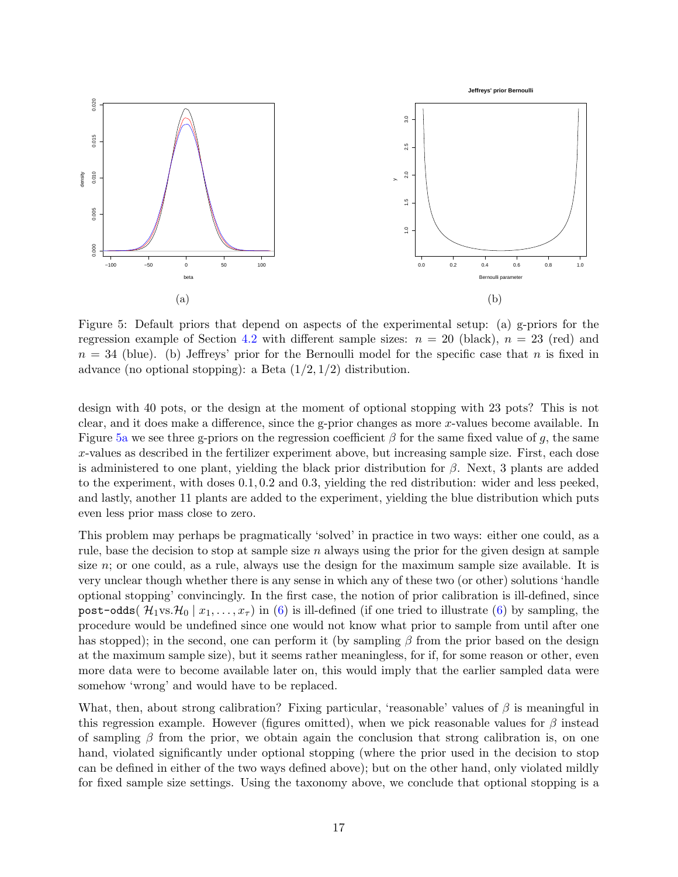Figure 5: Default priors that depend on aspects of the experimental setup: (a) g-priors for the regression example of Section 4.2 with different sample sizes: $n = 20$ (black), $n = 23$ (red) and $n = 34$ (blue). (b) Jeffreys' prior for the Bernoulli model for the specific case that $n$ is fixed in advance (no optional stopping): a Beta $(1/2, 1/2)$ distribution.

design with 40 pots, or the design at the moment of optional stopping with 23 pots? This is not clear, and it does make a difference, since the g-prior changes as more $x$-values become available. In Figure 5a we see three g-priors on the regression coefficient $\beta$ for the same fixed value of $g$, the same $x$-values as described in the fertilizer experiment above, but increasing sample size. First, each dose is administered to one plant, yielding the black prior distribution for $\beta$. Next, 3 plants are added to the experiment, with doses 0.1, 0.2 and 0.3, yielding the red distribution: wider and less peeked, and lastly, another 11 plants are added to the experiment, yielding the blue distribution which puts even less prior mass close to zero.

This problem may perhaps be pragmatically 'solved' in practice in two ways: either one could, as a rule, base the decision to stop at sample size $n$ always using the prior for the given design at sample size $n$; or one could, as a rule, always use the design for the maximum sample size available. It is very unclear though whether there is any sense in which any of these two (or other) solutions 'handle optional stopping' convincingly. In the first case, the notion of prior calibration is ill-defined, since $\texttt{post-odds}(\mathcal{H}_1 \text{vs.} \mathcal{H}_0 \mid x_1, \ldots, x_\tau)$ in (6) is ill-defined (if one tried to illustrate (6) by sampling, the procedure would be undefined since one would not know what prior to sample from until after one has stopped); in the second, one can perform it (by sampling $\beta$ from the prior based on the design at the maximum sample size), but it seems rather meaningless, for if, for some reason or other, even more data were to become available later on, this would imply that the earlier sampled data were somehow 'wrong' and would have to be replaced.

What, then, about strong calibration? Fixing particular, 'reasonable' values of $\beta$ is meaningful in this regression example. However (figures omitted), when we pick reasonable values for $\beta$ instead of sampling $\beta$ from the prior, we obtain again the conclusion that strong calibration is, on one hand, violated significantly under optional stopping (where the prior used in the decision to stop can be defined in either of the two ways defined above); but on the other hand, only violated mildly for fixed sample size settings. Using the taxonomy above, we conclude that optional stopping is a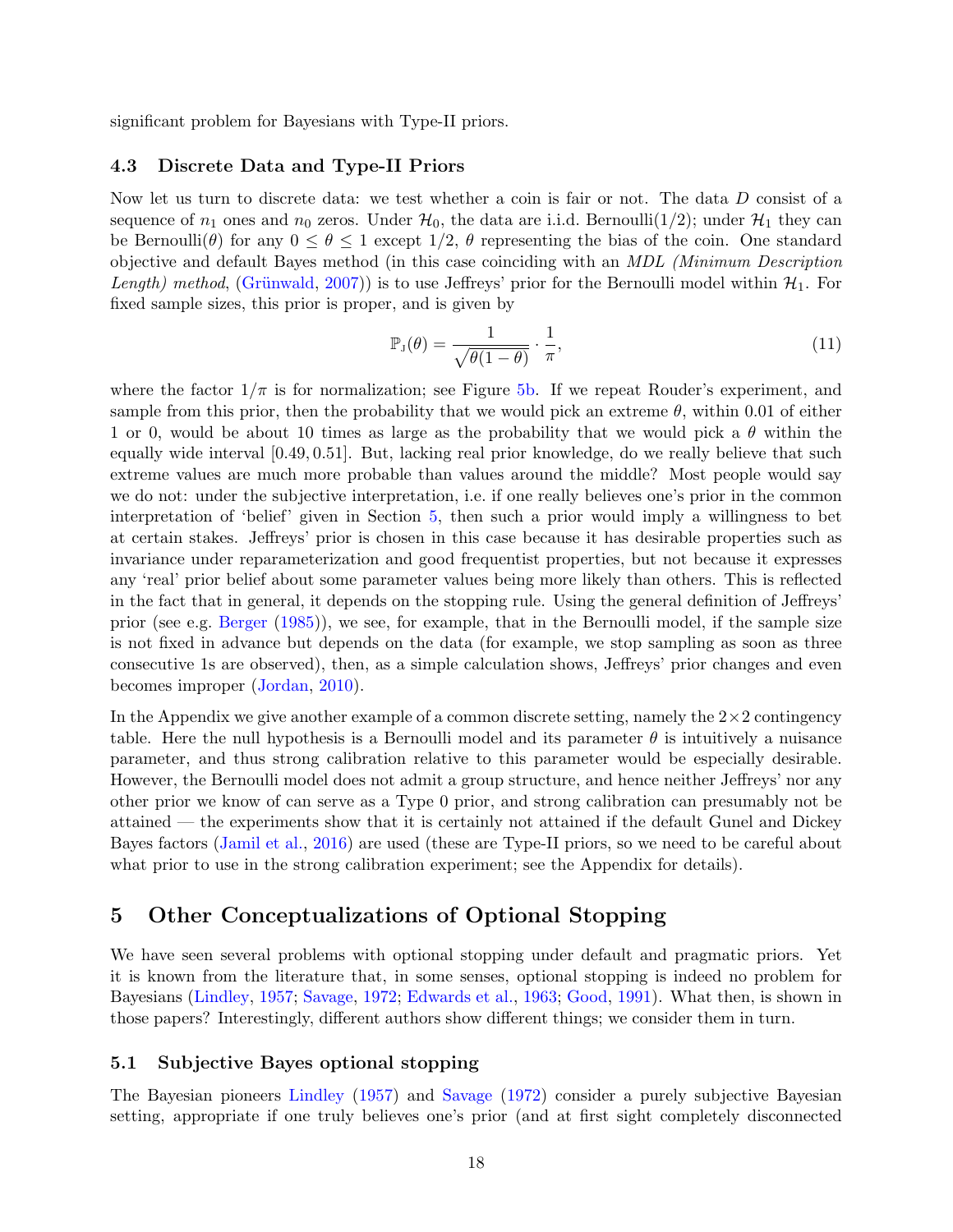significant problem for Bayesians with Type-II priors.

### 4.3 Discrete Data and Type-II Priors

Now let us turn to discrete data: we test whether a coin is fair or not. The data $D$ consist of a sequence of $n_1$ ones and $n_0$ zeros. Under $\mathcal{H}_0$, the data are i.i.d. Bernoulli(1/2); under $\mathcal{H}_1$ they can be Bernoulli($\theta$) for any $0 \leq \theta \leq 1$ except 1/2, $\theta$ representing the bias of the coin. One standard objective and default Bayes method (in this case coinciding with an *MDL (Minimum Description Length) method*, (Grünwald, 2007)) is to use Jeffreys' prior for the Bernoulli model within $\mathcal{H}_1$. For fixed sample sizes, this prior is proper, and is given by

$$\mathbb{P}_{\text{J}}(\theta) = \frac{1}{\sqrt{\theta(1-\theta)}} \cdot \frac{1}{\pi}, \tag{11}$$

where the factor $1/\pi$ is for normalization; see Figure 5b. If we repeat Rouder's experiment, and sample from this prior, then the probability that we would pick an extreme $\theta$, within 0.01 of either 1 or 0, would be about 10 times as large as the probability that we would pick a $\theta$ within the equally wide interval $[0.49, 0.51]$. But, lacking real prior knowledge, do we really believe that such extreme values are much more probable than values around the middle? Most people would say we do not: under the subjective interpretation, i.e. if one really believes one's prior in the common interpretation of 'belief' given in Section 5, then such a prior would imply a willingness to bet at certain stakes. Jeffreys' prior is chosen in this case because it has desirable properties such as invariance under reparameterization and good frequentist properties, but not because it expresses any 'real' prior belief about some parameter values being more likely than others. This is reflected in the fact that in general, it depends on the stopping rule. Using the general definition of Jeffreys' prior (see e.g. Berger (1985)), we see, for example, that in the Bernoulli model, if the sample size is not fixed in advance but depends on the data (for example, we stop sampling as soon as three consecutive 1s are observed), then, as a simple calculation shows, Jeffreys' prior changes and even becomes improper (Jordan, 2010).

In the Appendix we give another example of a common discrete setting, namely the $2 \times 2$ contingency table. Here the null hypothesis is a Bernoulli model and its parameter $\theta$ is intuitively a nuisance parameter, and thus strong calibration relative to this parameter would be especially desirable. However, the Bernoulli model does not admit a group structure, and hence neither Jeffreys' nor any other prior we know of can serve as a Type 0 prior, and strong calibration can presumably not be attained — the experiments show that it is certainly not attained if the default Gunel and Dickey Bayes factors (Jamil et al., 2016) are used (these are Type-II priors, so we need to be careful about what prior to use in the strong calibration experiment; see the Appendix for details).

## 5 Other Conceptualizations of Optional Stopping

We have seen several problems with optional stopping under default and pragmatic priors. Yet it is known from the literature that, in some senses, optional stopping is indeed no problem for Bayesians (Lindley, 1957; Savage, 1972; Edwards et al., 1963; Good, 1991). What then, is shown in those papers? Interestingly, different authors show different things; we consider them in turn.

### 5.1 Subjective Bayes optional stopping

The Bayesian pioneers Lindley (1957) and Savage (1972) consider a purely subjective Bayesian setting, appropriate if one truly believes one's prior (and at first sight completely disconnected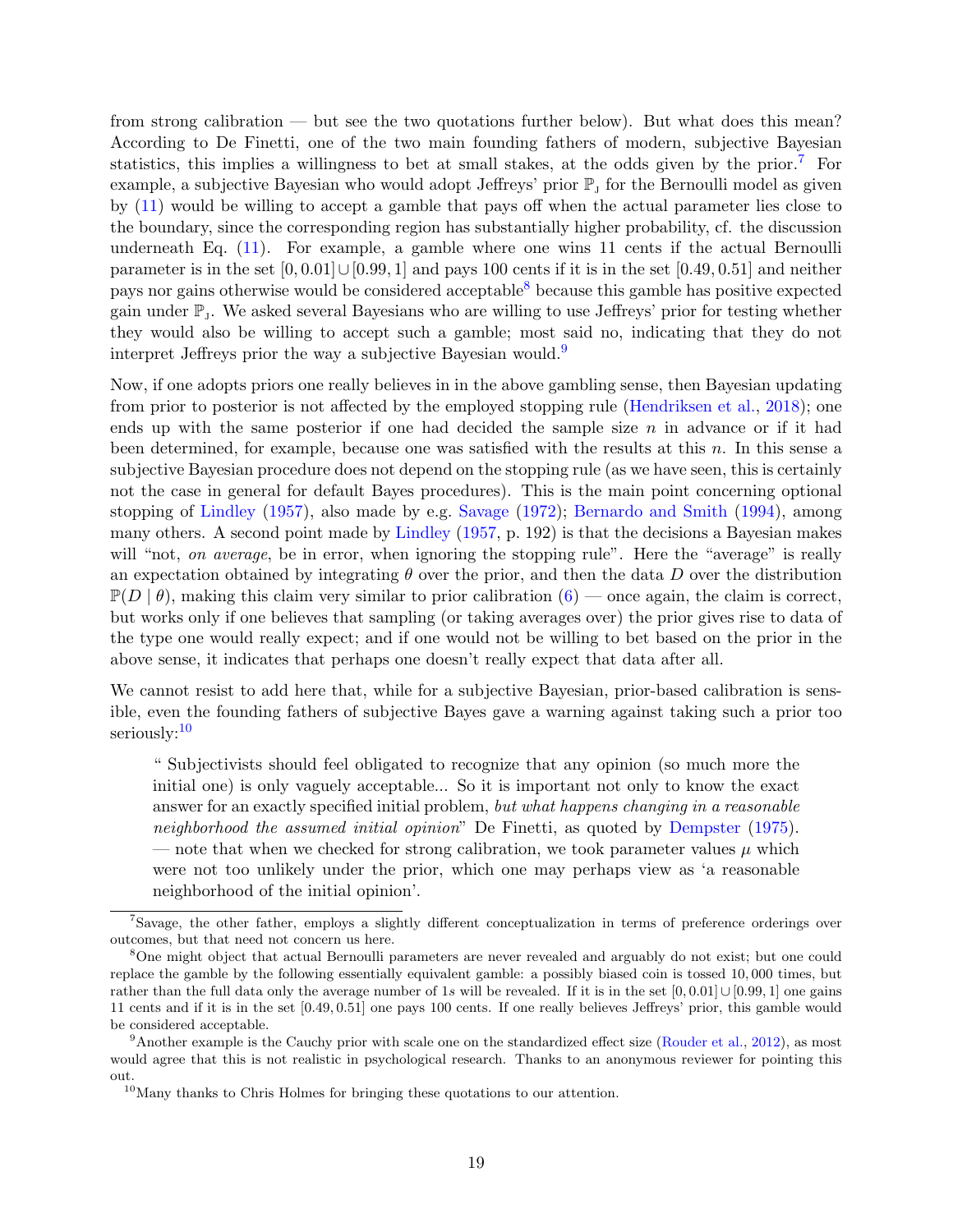from strong calibration — but see the two quotations further below). But what does this mean? According to De Finetti, one of the two main founding fathers of modern, subjective Bayesian statistics, this implies a willingness to bet at small stakes, at the odds given by the prior.[7] For example, a subjective Bayesian who would adopt Jeffreys' prior $\mathbb{P}_{\text{J}}$ for the Bernoulli model as given by (11) would be willing to accept a gamble that pays off when the actual parameter lies close to the boundary, since the corresponding region has substantially higher probability, cf. the discussion underneath Eq. (11). For example, a gamble where one wins 11 cents if the actual Bernoulli parameter is in the set $[0, 0.01] \cup [0.99, 1]$ and pays 100 cents if it is in the set $[0.49, 0.51]$ and neither pays nor gains otherwise would be considered acceptable[8] because this gamble has positive expected gain under $\mathbb{P}_{\text{J}}$. We asked several Bayesians who are willing to use Jeffreys' prior for testing whether they would also be willing to accept such a gamble; most said no, indicating that they do not interpret Jeffreys prior the way a subjective Bayesian would.[9]

Now, if one adopts priors one really believes in in the above gambling sense, then Bayesian updating from prior to posterior is not affected by the employed stopping rule (Hendriksen et al., 2018); one ends up with the same posterior if one had decided the sample size $n$ in advance or if it had been determined, for example, because one was satisfied with the results at this $n$. In this sense a subjective Bayesian procedure does not depend on the stopping rule (as we have seen, this is certainly not the case in general for default Bayes procedures). This is the main point concerning optional stopping of Lindley (1957), also made by e.g. Savage (1972); Bernardo and Smith (1994), among many others. A second point made by Lindley (1957, p. 192) is that the decisions a Bayesian makes will "not, *on average*, be in error, when ignoring the stopping rule". Here the "average" is really an expectation obtained by integrating $\theta$ over the prior, and then the data $D$ over the distribution $\mathbb{P}(D \mid \theta)$, making this claim very similar to prior calibration (6) — once again, the claim is correct, but works only if one believes that sampling (or taking averages over) the prior gives rise to data of the type one would really expect; and if one would not be willing to bet based on the prior in the above sense, it indicates that perhaps one doesn't really expect that data after all.

We cannot resist to add here that, while for a subjective Bayesian, prior-based calibration is sensible, even the founding fathers of subjective Bayes gave a warning against taking such a prior too seriously:[10]

> " Subjectivists should feel obligated to recognize that any opinion (so much more the initial one) is only vaguely acceptable... So it is important not only to know the exact answer for an exactly specified initial problem, *but what happens changing in a reasonable neighborhood the assumed initial opinion*" De Finetti, as quoted by Dempster (1975).
> — note that when we checked for strong calibration, we took parameter values $\mu$ which were not too unlikely under the prior, which one may perhaps view as 'a reasonable neighborhood of the initial opinion'.

---

[7] Savage, the other father, employs a slightly different conceptualization in terms of preference orderings over outcomes, but that need not concern us here.

[8] One might object that actual Bernoulli parameters are never revealed and arguably do not exist; but one could replace the gamble by the following essentially equivalent gamble: a possibly biased coin is tossed 10,000 times, but rather than the full data only the average number of 1s will be revealed. If it is in the set $[0, 0.01] \cup [0.99, 1]$ one gains 11 cents and if it is in the set $[0.49, 0.51]$ one pays 100 cents. If one really believes Jeffreys' prior, this gamble would be considered acceptable.

[9] Another example is the Cauchy prior with scale one on the standardized effect size (Rouder et al., 2012), as most would agree that this is not realistic in psychological research. Thanks to an anonymous reviewer for pointing this out.

[10] Many thanks to Chris Holmes for bringing these quotations to our attention.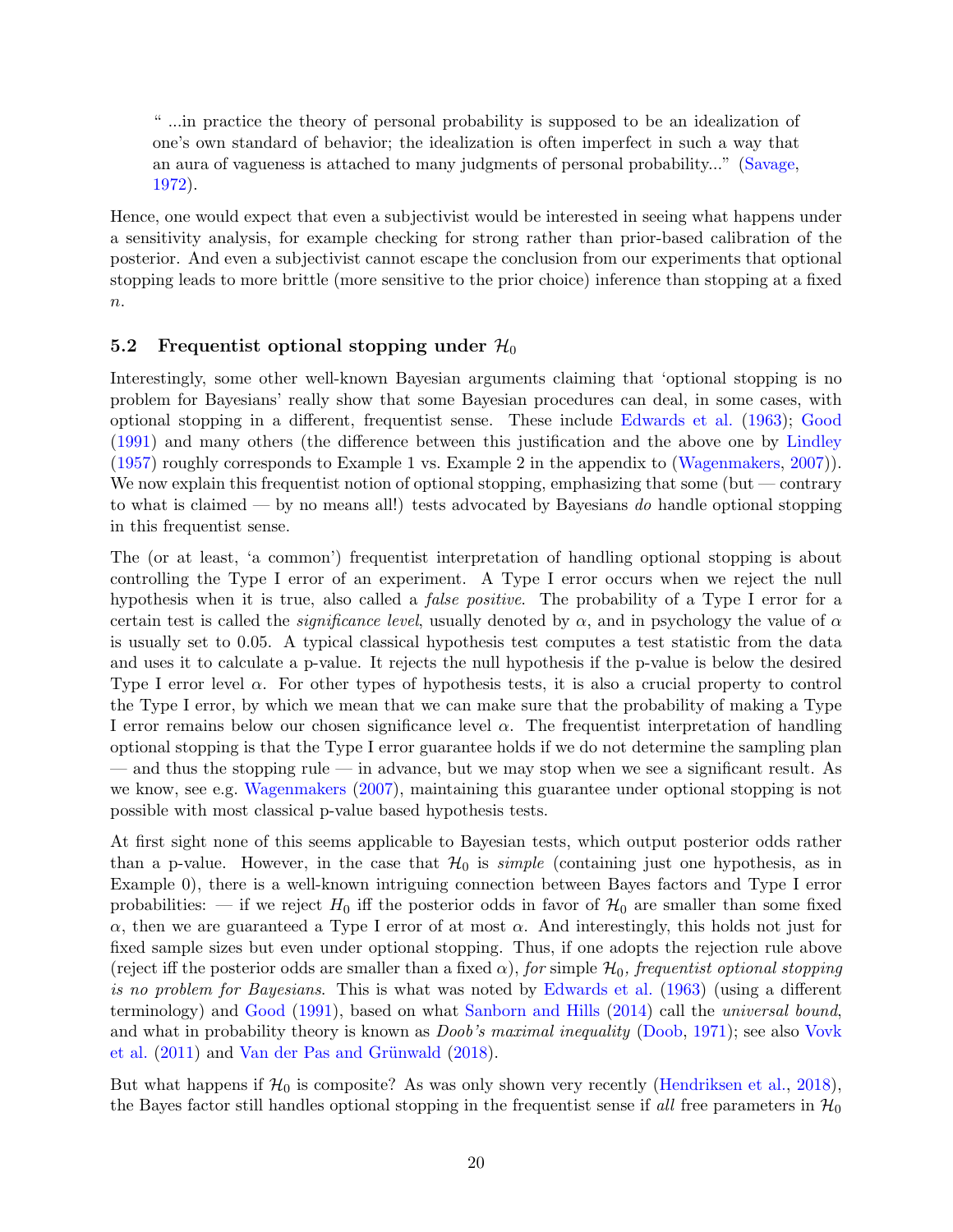> " ...in practice the theory of personal probability is supposed to be an idealization of one's own standard of behavior; the idealization is often imperfect in such a way that an aura of vagueness is attached to many judgments of personal probability..." (Savage, 1972).

Hence, one would expect that even a subjectivist would be interested in seeing what happens under a sensitivity analysis, for example checking for strong rather than prior-based calibration of the posterior. And even a subjectivist cannot escape the conclusion from our experiments that optional stopping leads to more brittle (more sensitive to the prior choice) inference than stopping at a fixed $n$.

### 5.2 Frequentist optional stopping under $\mathcal{H}_0$

Interestingly, some other well-known Bayesian arguments claiming that 'optional stopping is no problem for Bayesians' really show that some Bayesian procedures can deal, in some cases, with optional stopping in a different, frequentist sense. These include Edwards et al. (1963); Good (1991) and many others (the difference between this justification and the above one by Lindley (1957) roughly corresponds to Example 1 vs. Example 2 in the appendix to (Wagenmakers, 2007)). We now explain this frequentist notion of optional stopping, emphasizing that some (but — contrary to what is claimed — by no means all!) tests advocated by Bayesians *do* handle optional stopping in this frequentist sense.

The (or at least, 'a common') frequentist interpretation of handling optional stopping is about controlling the Type I error of an experiment. A Type I error occurs when we reject the null hypothesis when it is true, also called a *false positive*. The probability of a Type I error for a certain test is called the *significance level*, usually denoted by $\alpha$, and in psychology the value of $\alpha$ is usually set to 0.05. A typical classical hypothesis test computes a test statistic from the data and uses it to calculate a p-value. It rejects the null hypothesis if the p-value is below the desired Type I error level $\alpha$. For other types of hypothesis tests, it is also a crucial property to control the Type I error, by which we mean that we can make sure that the probability of making a Type I error remains below our chosen significance level $\alpha$. The frequentist interpretation of handling optional stopping is that the Type I error guarantee holds if we do not determine the sampling plan — and thus the stopping rule — in advance, but we may stop when we see a significant result. As we know, see e.g. Wagenmakers (2007), maintaining this guarantee under optional stopping is not possible with most classical p-value based hypothesis tests.

At first sight none of this seems applicable to Bayesian tests, which output posterior odds rather than a p-value. However, in the case that $\mathcal{H}_0$ is *simple* (containing just one hypothesis, as in Example 0), there is a well-known intriguing connection between Bayes factors and Type I error probabilities: — if we reject $H_0$ iff the posterior odds in favor of $\mathcal{H}_0$ are smaller than some fixed $\alpha$, then we are guaranteed a Type I error of at most $\alpha$. And interestingly, this holds not just for fixed sample sizes but even under optional stopping. Thus, if one adopts the rejection rule above (reject iff the posterior odds are smaller than a fixed $\alpha$), *for* simple $\mathcal{H}_0$*, frequentist optional stopping is no problem for Bayesians*. This is what was noted by Edwards et al. (1963) (using a different terminology) and Good (1991), based on what Sanborn and Hills (2014) call the *universal bound*, and what in probability theory is known as *Doob's maximal inequality* (Doob, 1971); see also Vovk et al. (2011) and Van der Pas and Grünwald (2018).

But what happens if $\mathcal{H}_0$ is composite? As was only shown very recently (Hendriksen et al., 2018), the Bayes factor still handles optional stopping in the frequentist sense if *all* free parameters in $\mathcal{H}_0$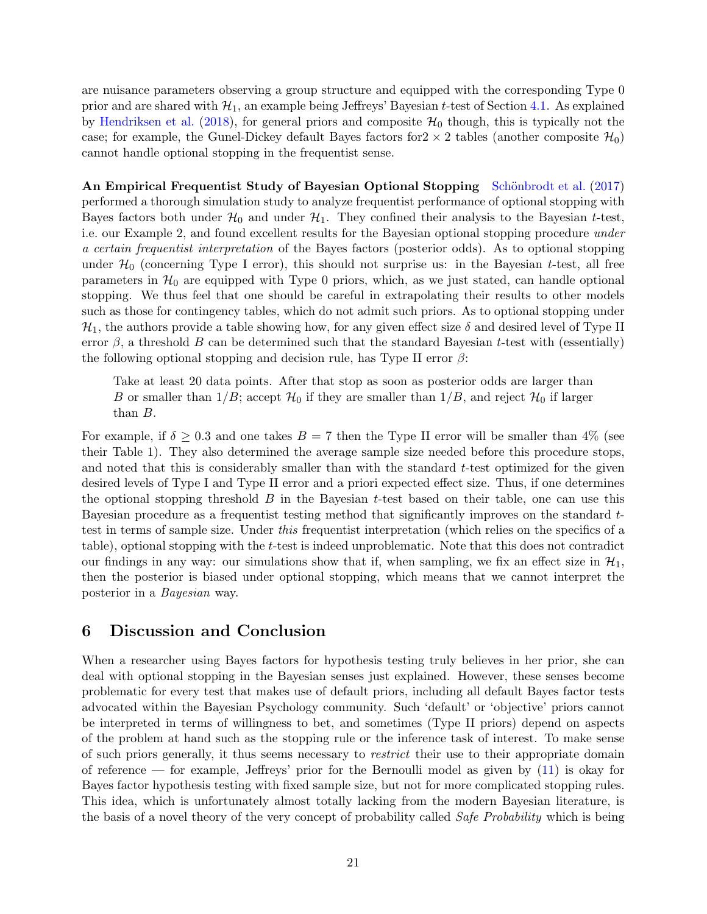are nuisance parameters observing a group structure and equipped with the corresponding Type 0 prior and are shared with $\mathcal{H}_1$, an example being Jeffreys' Bayesian $t$-test of Section 4.1. As explained by Hendriksen et al. (2018), for general priors and composite $\mathcal{H}_0$ though, this is typically not the case; for example, the Gunel-Dickey default Bayes factors for $2 \times 2$ tables (another composite $\mathcal{H}_0$) cannot handle optional stopping in the frequentist sense.

**An Empirical Frequentist Study of Bayesian Optional Stopping** Schönbrodt et al. (2017) performed a thorough simulation study to analyze frequentist performance of optional stopping with Bayes factors both under $\mathcal{H}_0$ and under $\mathcal{H}_1$. They confined their analysis to the Bayesian $t$-test, i.e. our Example 2, and found excellent results for the Bayesian optional stopping procedure *under a certain frequentist interpretation* of the Bayes factors (posterior odds). As to optional stopping under $\mathcal{H}_0$ (concerning Type I error), this should not surprise us: in the Bayesian $t$-test, all free parameters in $\mathcal{H}_0$ are equipped with Type 0 priors, which, as we just stated, can handle optional stopping. We thus feel that one should be careful in extrapolating their results to other models such as those for contingency tables, which do not admit such priors. As to optional stopping under $\mathcal{H}_1$, the authors provide a table showing how, for any given effect size $\delta$ and desired level of Type II error $\beta$, a threshold $B$ can be determined such that the standard Bayesian $t$-test with (essentially) the following optional stopping and decision rule, has Type II error $\beta$:

> Take at least 20 data points. After that stop as soon as posterior odds are larger than $B$ or smaller than $1/B$; accept $\mathcal{H}_0$ if they are smaller than $1/B$, and reject $\mathcal{H}_0$ if larger than $B$.

For example, if $\delta \geq 0.3$ and one takes $B = 7$ then the Type II error will be smaller than 4% (see their Table 1). They also determined the average sample size needed before this procedure stops, and noted that this is considerably smaller than with the standard $t$-test optimized for the given desired levels of Type I and Type II error and a priori expected effect size. Thus, if one determines the optional stopping threshold $B$ in the Bayesian $t$-test based on their table, one can use this Bayesian procedure as a frequentist testing method that significantly improves on the standard $t$-test in terms of sample size. Under *this* frequentist interpretation (which relies on the specifics of a table), optional stopping with the $t$-test is indeed unproblematic. Note that this does not contradict our findings in any way: our simulations show that if, when sampling, we fix an effect size in $\mathcal{H}_1$, then the posterior is biased under optional stopping, which means that we cannot interpret the posterior in a *Bayesian* way.

## 6 Discussion and Conclusion

When a researcher using Bayes factors for hypothesis testing truly believes in her prior, she can deal with optional stopping in the Bayesian senses just explained. However, these senses become problematic for every test that makes use of default priors, including all default Bayes factor tests advocated within the Bayesian Psychology community. Such 'default' or 'objective' priors cannot be interpreted in terms of willingness to bet, and sometimes (Type II priors) depend on aspects of the problem at hand such as the stopping rule or the inference task of interest. To make sense of such priors generally, it thus seems necessary to *restrict* their use to their appropriate domain of reference — for example, Jeffreys' prior for the Bernoulli model as given by (11) is okay for Bayes factor hypothesis testing with fixed sample size, but not for more complicated stopping rules. This idea, which is unfortunately almost totally lacking from the modern Bayesian literature, is the basis of a novel theory of the very concept of probability called *Safe Probability* which is being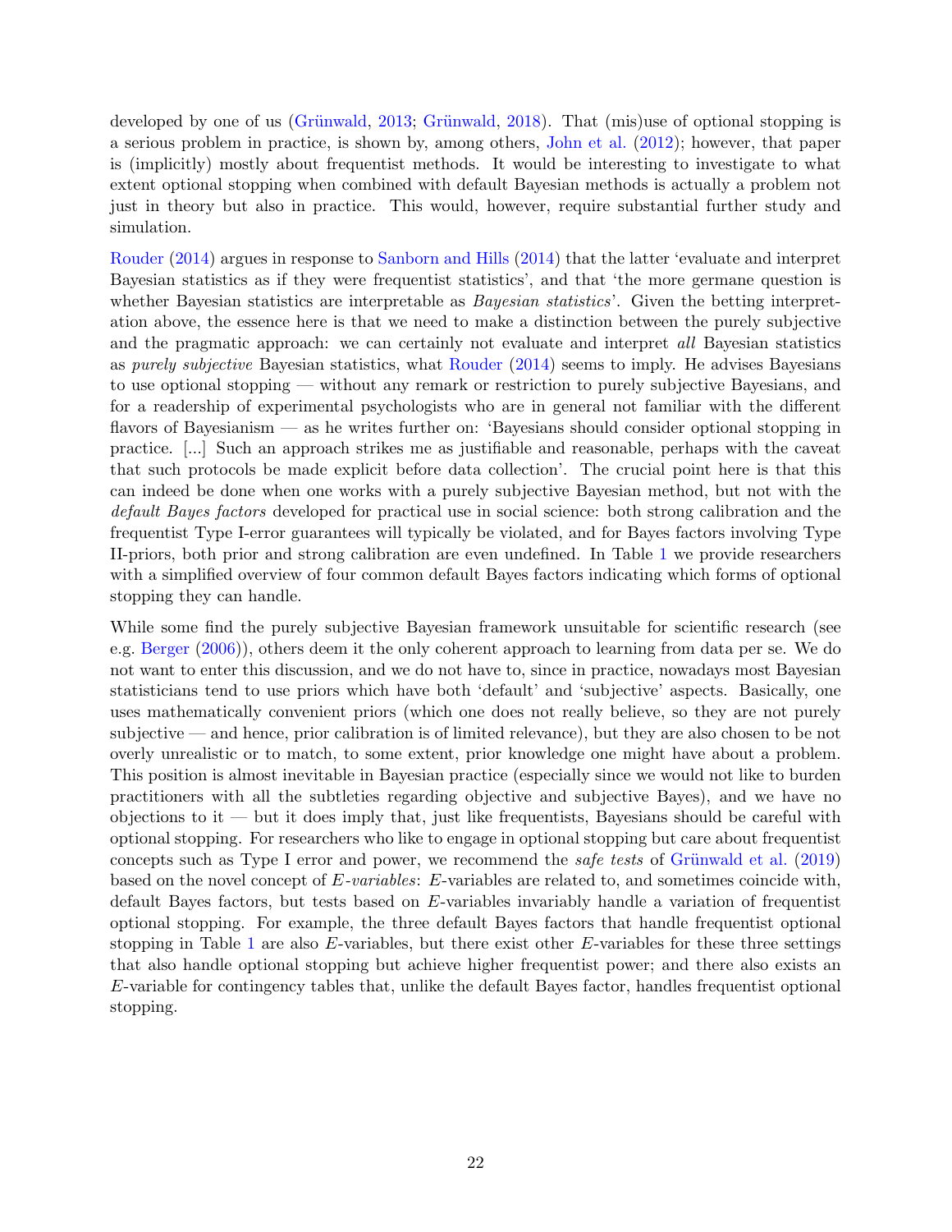developed by one of us (Grünwald, 2013; Grünwald, 2018). That (mis)use of optional stopping is a serious problem in practice, is shown by, among others, John et al. (2012); however, that paper is (implicitly) mostly about frequentist methods. It would be interesting to investigate to what extent optional stopping when combined with default Bayesian methods is actually a problem not just in theory but also in practice. This would, however, require substantial further study and simulation.

Rouder (2014) argues in response to Sanborn and Hills (2014) that the latter 'evaluate and interpret Bayesian statistics as if they were frequentist statistics', and that 'the more germane question is whether Bayesian statistics are interpretable as *Bayesian statistics*'. Given the betting interpretation above, the essence here is that we need to make a distinction between the purely subjective and the pragmatic approach: we can certainly not evaluate and interpret *all* Bayesian statistics as *purely subjective* Bayesian statistics, what Rouder (2014) seems to imply. He advises Bayesians to use optional stopping — without any remark or restriction to purely subjective Bayesians, and for a readership of experimental psychologists who are in general not familiar with the different flavors of Bayesianism — as he writes further on: 'Bayesians should consider optional stopping in practice. [...] Such an approach strikes me as justifiable and reasonable, perhaps with the caveat that such protocols be made explicit before data collection'. The crucial point here is that this can indeed be done when one works with a purely subjective Bayesian method, but not with the *default Bayes factors* developed for practical use in social science: both strong calibration and the frequentist Type I-error guarantees will typically be violated, and for Bayes factors involving Type II-priors, both prior and strong calibration are even undefined. In Table 1 we provide researchers with a simplified overview of four common default Bayes factors indicating which forms of optional stopping they can handle.

While some find the purely subjective Bayesian framework unsuitable for scientific research (see e.g. Berger (2006)), others deem it the only coherent approach to learning from data per se. We do not want to enter this discussion, and we do not have to, since in practice, nowadays most Bayesian statisticians tend to use priors which have both 'default' and 'subjective' aspects. Basically, one uses mathematically convenient priors (which one does not really believe, so they are not purely subjective — and hence, prior calibration is of limited relevance), but they are also chosen to be not overly unrealistic or to match, to some extent, prior knowledge one might have about a problem. This position is almost inevitable in Bayesian practice (especially since we would not like to burden practitioners with all the subtleties regarding objective and subjective Bayes), and we have no objections to it — but it does imply that, just like frequentists, Bayesians should be careful with optional stopping. For researchers who like to engage in optional stopping but care about frequentist concepts such as Type I error and power, we recommend the *safe tests* of Grünwald et al. (2019) based on the novel concept of *E-variables*: $E$-variables are related to, and sometimes coincide with, default Bayes factors, but tests based on $E$-variables invariably handle a variation of frequentist optional stopping. For example, the three default Bayes factors that handle frequentist optional stopping in Table 1 are also $E$-variables, but there exist other $E$-variables for these three settings that also handle optional stopping but achieve higher frequentist power; and there also exists an $E$-variable for contingency tables that, unlike the default Bayes factor, handles frequentist optional stopping.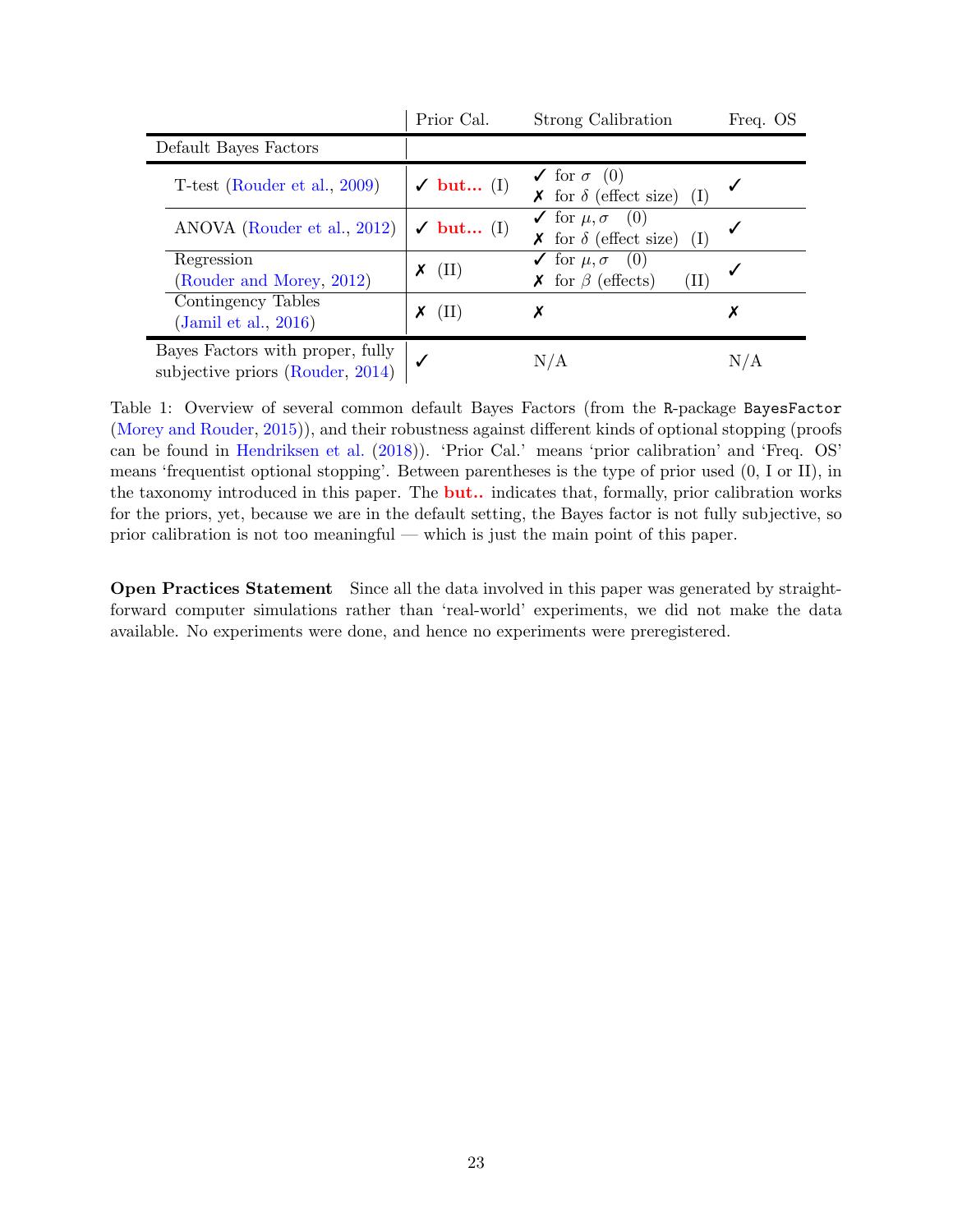| | Prior Cal. | Strong Calibration | Freq. OS |
|---|---|---|---|
| Default Bayes Factors | | | |
| T-test (Rouder et al., 2009) | ✓ **but...** (I) | ✓ for $\sigma$ (0)<br>✗ for $\delta$ (effect size) (I) | ✓ |
| ANOVA (Rouder et al., 2012) | ✓ **but...** (I) | ✓ for $\mu, \sigma$ (0)<br>✗ for $\delta$ (effect size) (I) | ✓ |
| Regression (Rouder and Morey, 2012) | ✗ (II) | ✓ for $\mu, \sigma$ (0)<br>✗ for $\beta$ (effects) (II) | ✓ |
| Contingency Tables (Jamil et al., 2016) | ✗ (II) | ✗ | ✗ |
| Bayes Factors with proper, fully subjective priors (Rouder, 2014) | ✓ | N/A | N/A |

Table 1: Overview of several common default Bayes Factors (from the R-package `BayesFactor` (Morey and Rouder, 2015)), and their robustness against different kinds of optional stopping (proofs can be found in Hendriksen et al. (2018)). 'Prior Cal.' means 'prior calibration' and 'Freq. OS' means 'frequentist optional stopping'. Between parentheses is the type of prior used (0, I or II), in the taxonomy introduced in this paper. The **but..** indicates that, formally, prior calibration works for the priors, yet, because we are in the default setting, the Bayes factor is not fully subjective, so prior calibration is not too meaningful — which is just the main point of this paper.

**Open Practices Statement** Since all the data involved in this paper was generated by straightforward computer simulations rather than 'real-world' experiments, we did not make the data available. No experiments were done, and hence no experiments were preregistered.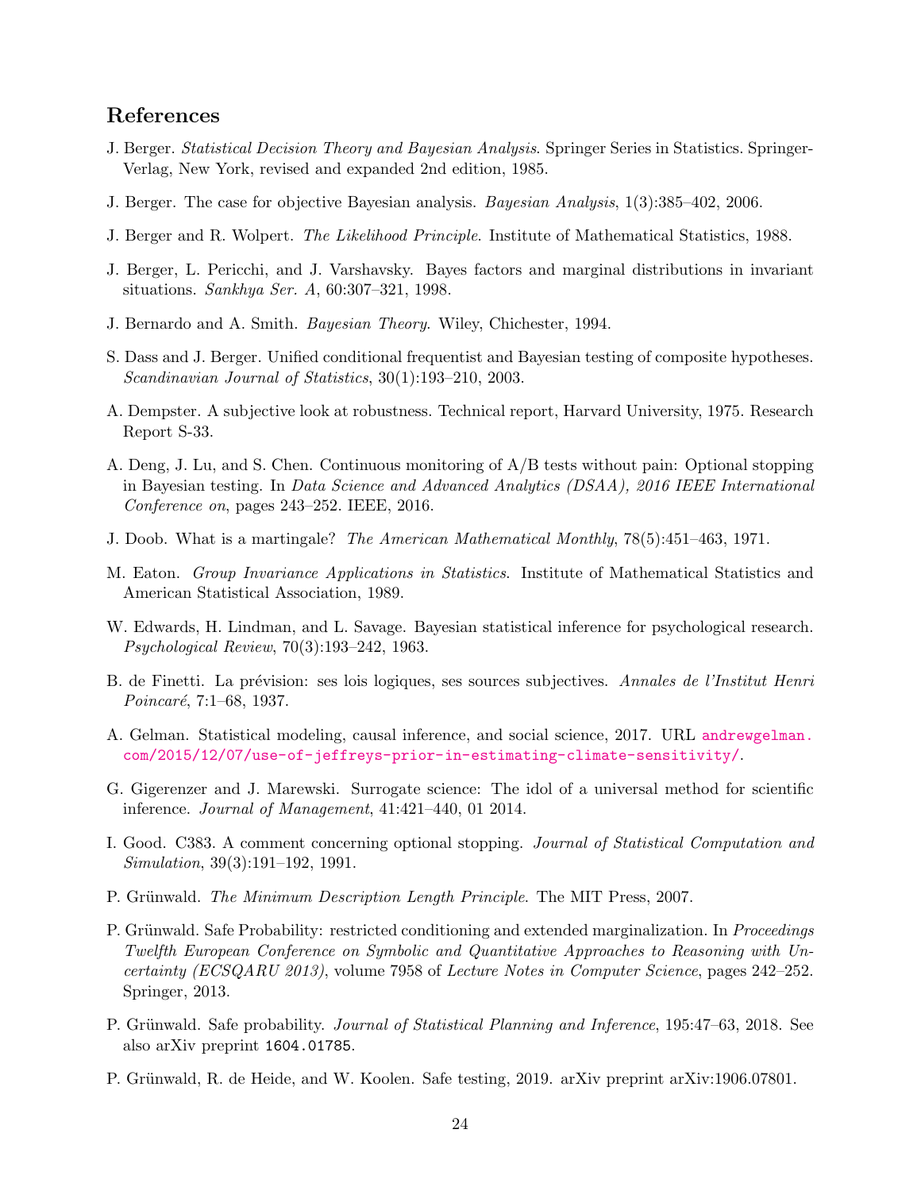## References

J. Berger. *Statistical Decision Theory and Bayesian Analysis*. Springer Series in Statistics. Springer-Verlag, New York, revised and expanded 2nd edition, 1985.

J. Berger. The case for objective Bayesian analysis. *Bayesian Analysis*, 1(3):385–402, 2006.

J. Berger and R. Wolpert. *The Likelihood Principle*. Institute of Mathematical Statistics, 1988.

J. Berger, L. Pericchi, and J. Varshavsky. Bayes factors and marginal distributions in invariant situations. *Sankhya Ser. A*, 60:307–321, 1998.

J. Bernardo and A. Smith. *Bayesian Theory*. Wiley, Chichester, 1994.

S. Dass and J. Berger. Unified conditional frequentist and Bayesian testing of composite hypotheses. *Scandinavian Journal of Statistics*, 30(1):193–210, 2003.

A. Dempster. A subjective look at robustness. Technical report, Harvard University, 1975. Research Report S-33.

A. Deng, J. Lu, and S. Chen. Continuous monitoring of A/B tests without pain: Optional stopping in Bayesian testing. In *Data Science and Advanced Analytics (DSAA), 2016 IEEE International Conference on*, pages 243–252. IEEE, 2016.

J. Doob. What is a martingale? *The American Mathematical Monthly*, 78(5):451–463, 1971.

M. Eaton. *Group Invariance Applications in Statistics*. Institute of Mathematical Statistics and American Statistical Association, 1989.

W. Edwards, H. Lindman, and L. Savage. Bayesian statistical inference for psychological research. *Psychological Review*, 70(3):193–242, 1963.

B. de Finetti. La prévision: ses lois logiques, ses sources subjectives. *Annales de l'Institut Henri Poincaré*, 7:1–68, 1937.

A. Gelman. Statistical modeling, causal inference, and social science, 2017. URL andrewgelman.com/2015/12/07/use-of-jeffreys-prior-in-estimating-climate-sensitivity/.

G. Gigerenzer and J. Marewski. Surrogate science: The idol of a universal method for scientific inference. *Journal of Management*, 41:421–440, 01 2014.

I. Good. C383. A comment concerning optional stopping. *Journal of Statistical Computation and Simulation*, 39(3):191–192, 1991.

P. Grünwald. *The Minimum Description Length Principle*. The MIT Press, 2007.

P. Grünwald. Safe Probability: restricted conditioning and extended marginalization. In *Proceedings Twelfth European Conference on Symbolic and Quantitative Approaches to Reasoning with Uncertainty (ECSQARU 2013)*, volume 7958 of *Lecture Notes in Computer Science*, pages 242–252. Springer, 2013.

P. Grünwald. Safe probability. *Journal of Statistical Planning and Inference*, 195:47–63, 2018. See also arXiv preprint 1604.01785.

P. Grünwald, R. de Heide, and W. Koolen. Safe testing, 2019. arXiv preprint arXiv:1906.07801.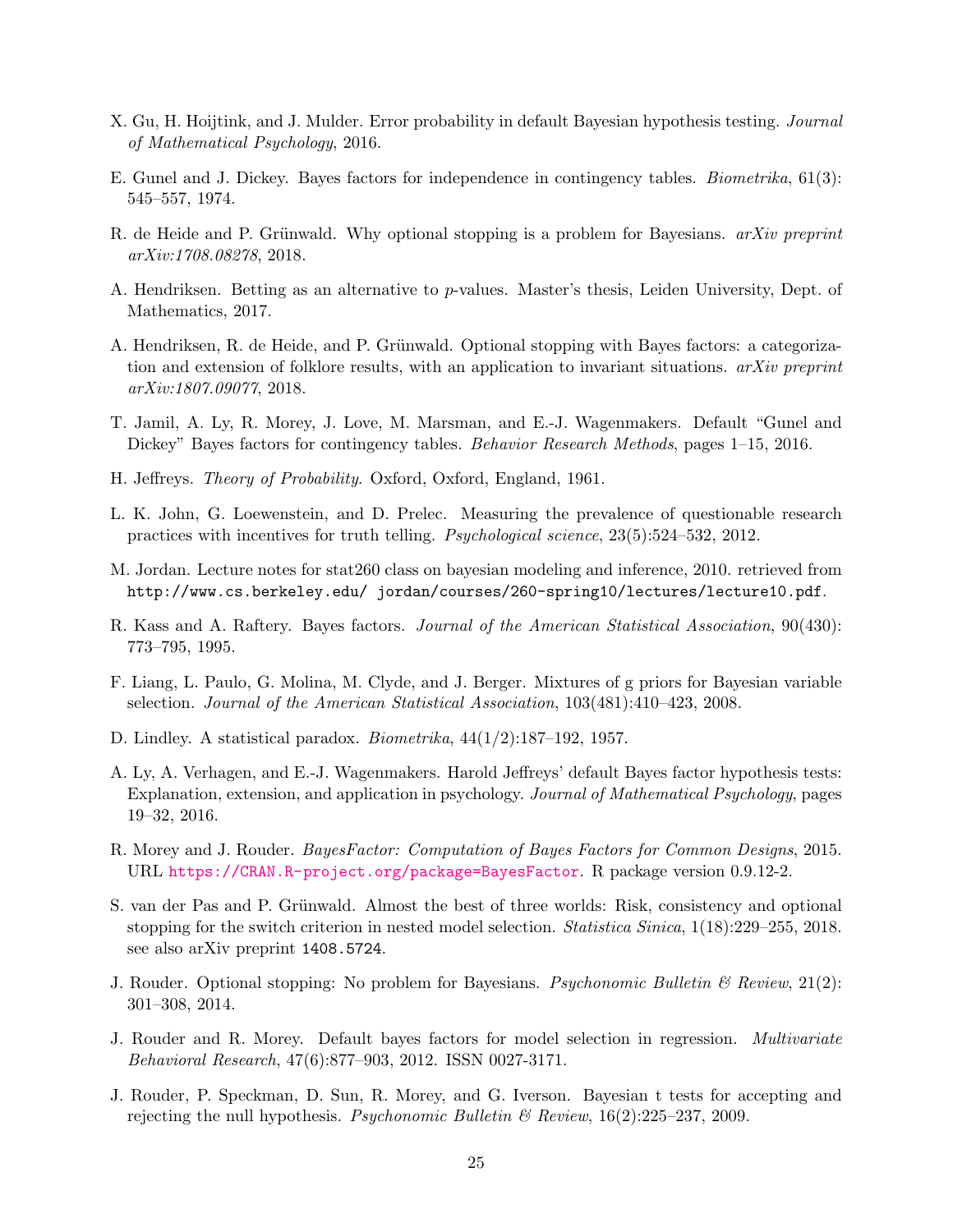X. Gu, H. Hoijtink, and J. Mulder. Error probability in default Bayesian hypothesis testing. *Journal of Mathematical Psychology*, 2016.

E. Gunel and J. Dickey. Bayes factors for independence in contingency tables. *Biometrika*, 61(3): 545–557, 1974.

R. de Heide and P. Grünwald. Why optional stopping is a problem for Bayesians. *arXiv preprint arXiv:1708.08278*, 2018.

A. Hendriksen. Betting as an alternative to $p$-values. Master's thesis, Leiden University, Dept. of Mathematics, 2017.

A. Hendriksen, R. de Heide, and P. Grünwald. Optional stopping with Bayes factors: a categorization and extension of folklore results, with an application to invariant situations. *arXiv preprint arXiv:1807.09077*, 2018.

T. Jamil, A. Ly, R. Morey, J. Love, M. Marsman, and E.-J. Wagenmakers. Default "Gunel and Dickey" Bayes factors for contingency tables. *Behavior Research Methods*, pages 1–15, 2016.

H. Jeffreys. *Theory of Probability.* Oxford, Oxford, England, 1961.

L. K. John, G. Loewenstein, and D. Prelec. Measuring the prevalence of questionable research practices with incentives for truth telling. *Psychological science*, 23(5):524–532, 2012.

M. Jordan. Lecture notes for stat260 class on bayesian modeling and inference, 2010. retrieved from `http://www.cs.berkeley.edu/ jordan/courses/260-spring10/lectures/lecture10.pdf`.

R. Kass and A. Raftery. Bayes factors. *Journal of the American Statistical Association*, 90(430): 773–795, 1995.

F. Liang, L. Paulo, G. Molina, M. Clyde, and J. Berger. Mixtures of g priors for Bayesian variable selection. *Journal of the American Statistical Association*, 103(481):410–423, 2008.

D. Lindley. A statistical paradox. *Biometrika*, 44(1/2):187–192, 1957.

A. Ly, A. Verhagen, and E.-J. Wagenmakers. Harold Jeffreys' default Bayes factor hypothesis tests: Explanation, extension, and application in psychology. *Journal of Mathematical Psychology*, pages 19–32, 2016.

R. Morey and J. Rouder. *BayesFactor: Computation of Bayes Factors for Common Designs*, 2015. URL https://CRAN.R-project.org/package=BayesFactor. R package version 0.9.12-2.

S. van der Pas and P. Grünwald. Almost the best of three worlds: Risk, consistency and optional stopping for the switch criterion in nested model selection. *Statistica Sinica*, 1(18):229–255, 2018. see also arXiv preprint 1408.5724.

J. Rouder. Optional stopping: No problem for Bayesians. *Psychonomic Bulletin & Review*, 21(2): 301–308, 2014.

J. Rouder and R. Morey. Default bayes factors for model selection in regression. *Multivariate Behavioral Research*, 47(6):877–903, 2012. ISSN 0027-3171.

J. Rouder, P. Speckman, D. Sun, R. Morey, and G. Iverson. Bayesian t tests for accepting and rejecting the null hypothesis. *Psychonomic Bulletin & Review*, 16(2):225–237, 2009.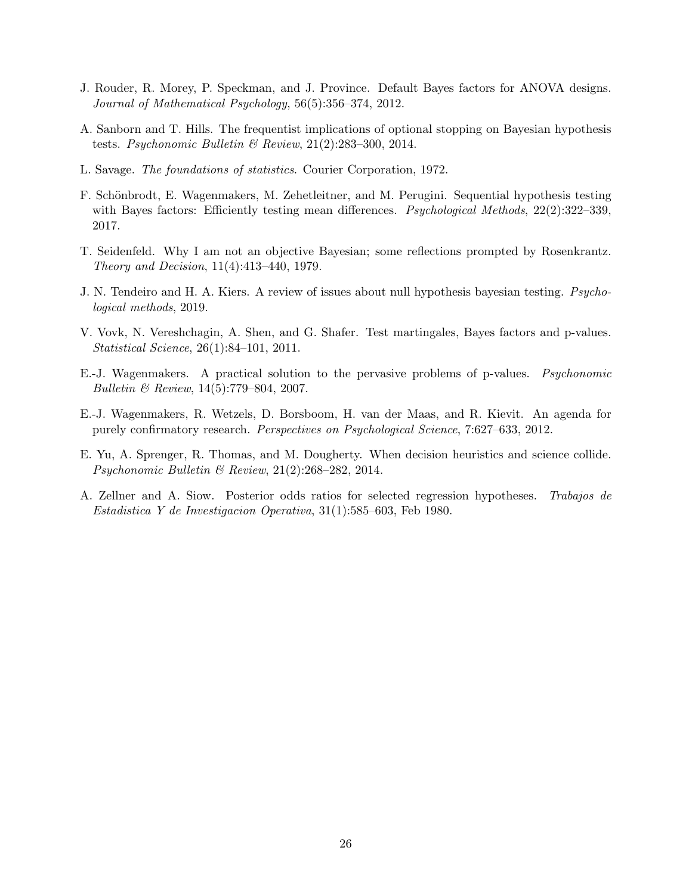J. Rouder, R. Morey, P. Speckman, and J. Province. Default Bayes factors for ANOVA designs. *Journal of Mathematical Psychology*, 56(5):356–374, 2012.

A. Sanborn and T. Hills. The frequentist implications of optional stopping on Bayesian hypothesis tests. *Psychonomic Bulletin & Review*, 21(2):283–300, 2014.

L. Savage. *The foundations of statistics*. Courier Corporation, 1972.

F. Schönbrodt, E. Wagenmakers, M. Zehetleitner, and M. Perugini. Sequential hypothesis testing with Bayes factors: Efficiently testing mean differences. *Psychological Methods*, 22(2):322–339, 2017.

T. Seidenfeld. Why I am not an objective Bayesian; some reflections prompted by Rosenkrantz. *Theory and Decision*, 11(4):413–440, 1979.

J. N. Tendeiro and H. A. Kiers. A review of issues about null hypothesis bayesian testing. *Psychological methods*, 2019.

V. Vovk, N. Vereshchagin, A. Shen, and G. Shafer. Test martingales, Bayes factors and p-values. *Statistical Science*, 26(1):84–101, 2011.

E.-J. Wagenmakers. A practical solution to the pervasive problems of p-values. *Psychonomic Bulletin & Review*, 14(5):779–804, 2007.

E.-J. Wagenmakers, R. Wetzels, D. Borsboom, H. van der Maas, and R. Kievit. An agenda for purely confirmatory research. *Perspectives on Psychological Science*, 7:627–633, 2012.

E. Yu, A. Sprenger, R. Thomas, and M. Dougherty. When decision heuristics and science collide. *Psychonomic Bulletin & Review*, 21(2):268–282, 2014.

A. Zellner and A. Siow. Posterior odds ratios for selected regression hypotheses. *Trabajos de Estadistica Y de Investigacion Operativa*, 31(1):585–603, Feb 1980.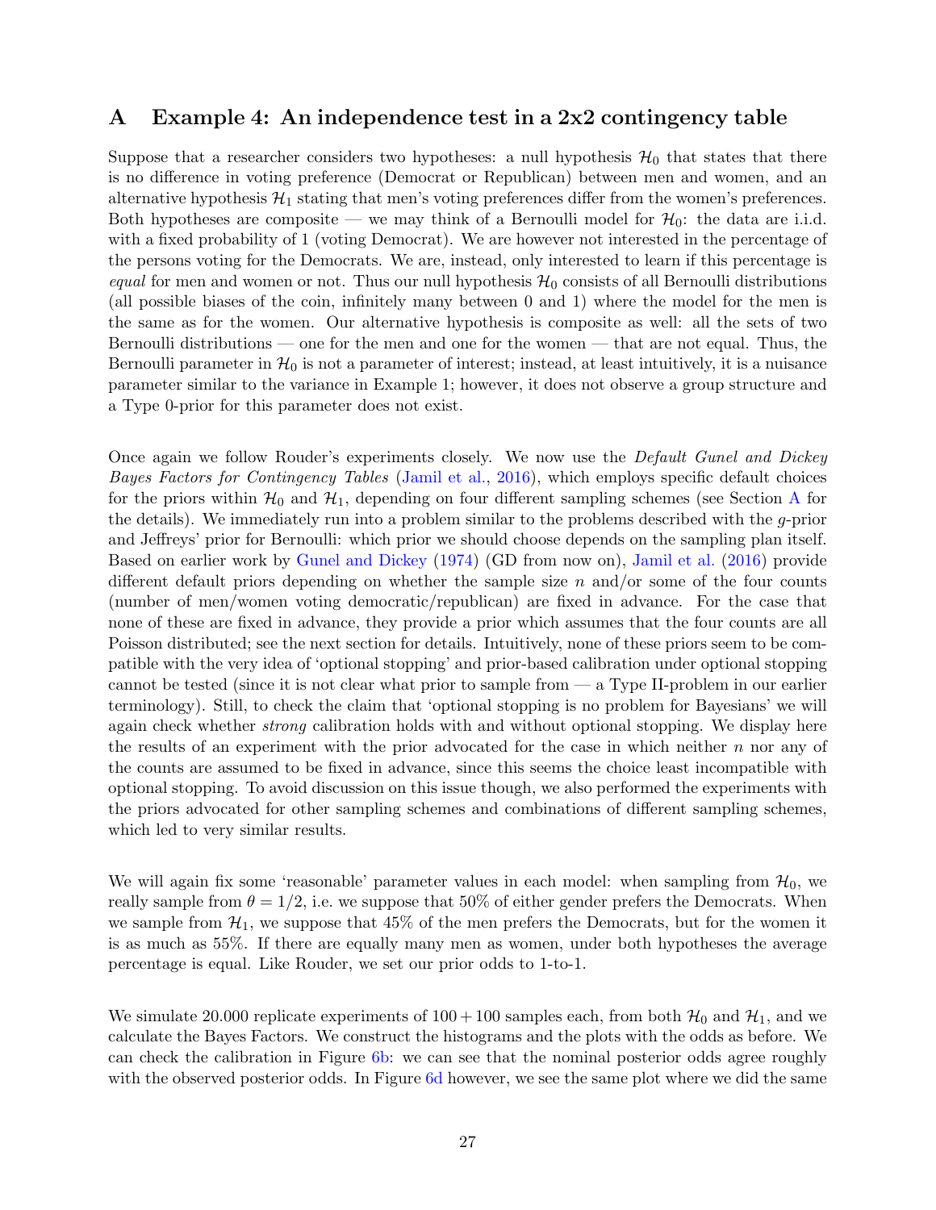# A Example 4: An independence test in a 2x2 contingency table

Suppose that a researcher considers two hypotheses: a null hypothesis $\mathcal{H}_0$ that states that there is no difference in voting preference (Democrat or Republican) between men and women, and an alternative hypothesis $\mathcal{H}_1$ stating that men's voting preferences differ from the women's preferences. Both hypotheses are composite — we may think of a Bernoulli model for $\mathcal{H}_0$: the data are i.i.d. with a fixed probability of 1 (voting Democrat). We are however not interested in the percentage of the persons voting for the Democrats. We are, instead, only interested to learn if this percentage is *equal* for men and women or not. Thus our null hypothesis $\mathcal{H}_0$ consists of all Bernoulli distributions (all possible biases of the coin, infinitely many between 0 and 1) where the model for the men is the same as for the women. Our alternative hypothesis is composite as well: all the sets of two Bernoulli distributions — one for the men and one for the women — that are not equal. Thus, the Bernoulli parameter in $\mathcal{H}_0$ is not a parameter of interest; instead, at least intuitively, it is a nuisance parameter similar to the variance in Example 1; however, it does not observe a group structure and a Type 0-prior for this parameter does not exist.

Once again we follow Rouder's experiments closely. We now use the *Default Gunel and Dickey Bayes Factors for Contingency Tables* (Jamil et al., 2016), which employs specific default choices for the priors within $\mathcal{H}_0$ and $\mathcal{H}_1$, depending on four different sampling schemes (see Section A for the details). We immediately run into a problem similar to the problems described with the $g$-prior and Jeffreys' prior for Bernoulli: which prior we should choose depends on the sampling plan itself. Based on earlier work by Gunel and Dickey (1974) (GD from now on), Jamil et al. (2016) provide different default priors depending on whether the sample size $n$ and/or some of the four counts (number of men/women voting democratic/republican) are fixed in advance. For the case that none of these are fixed in advance, they provide a prior which assumes that the four counts are all Poisson distributed; see the next section for details. Intuitively, none of these priors seem to be compatible with the very idea of 'optional stopping' and prior-based calibration under optional stopping cannot be tested (since it is not clear what prior to sample from — a Type II-problem in our earlier terminology). Still, to check the claim that 'optional stopping is no problem for Bayesians' we will again check whether *strong* calibration holds with and without optional stopping. We display here the results of an experiment with the prior advocated for the case in which neither $n$ nor any of the counts are assumed to be fixed in advance, since this seems the choice least incompatible with optional stopping. To avoid discussion on this issue though, we also performed the experiments with the priors advocated for other sampling schemes and combinations of different sampling schemes, which led to very similar results.

We will again fix some 'reasonable' parameter values in each model: when sampling from $\mathcal{H}_0$, we really sample from $\theta = 1/2$, i.e. we suppose that 50% of either gender prefers the Democrats. When we sample from $\mathcal{H}_1$, we suppose that 45% of the men prefers the Democrats, but for the women it is as much as 55%. If there are equally many men as women, under both hypotheses the average percentage is equal. Like Rouder, we set our prior odds to 1-to-1.

We simulate 20.000 replicate experiments of $100 + 100$ samples each, from both $\mathcal{H}_0$ and $\mathcal{H}_1$, and we calculate the Bayes Factors. We construct the histograms and the plots with the odds as before. We can check the calibration in Figure 6b: we can see that the nominal posterior odds agree roughly with the observed posterior odds. In Figure 6d however, we see the same plot where we did the same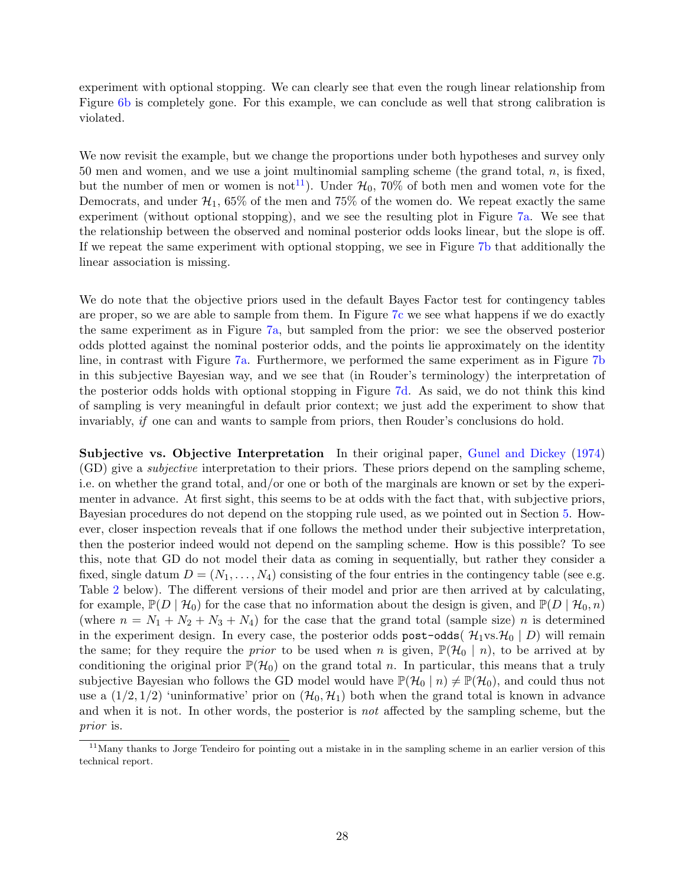experiment with optional stopping. We can clearly see that even the rough linear relationship from Figure 6b is completely gone. For this example, we can conclude as well that strong calibration is violated.

We now revisit the example, but we change the proportions under both hypotheses and survey only 50 men and women, and we use a joint multinomial sampling scheme (the grand total, $n$, is fixed, but the number of men or women is not[11]). Under $\mathcal{H}_0$, 70% of both men and women vote for the Democrats, and under $\mathcal{H}_1$, 65% of the men and 75% of the women do. We repeat exactly the same experiment (without optional stopping), and we see the resulting plot in Figure 7a. We see that the relationship between the observed and nominal posterior odds looks linear, but the slope is off. If we repeat the same experiment with optional stopping, we see in Figure 7b that additionally the linear association is missing.

We do note that the objective priors used in the default Bayes Factor test for contingency tables are proper, so we are able to sample from them. In Figure 7c we see what happens if we do exactly the same experiment as in Figure 7a, but sampled from the prior: we see the observed posterior odds plotted against the nominal posterior odds, and the points lie approximately on the identity line, in contrast with Figure 7a. Furthermore, we performed the same experiment as in Figure 7b in this subjective Bayesian way, and we see that (in Rouder's terminology) the interpretation of the posterior odds holds with optional stopping in Figure 7d. As said, we do not think this kind of sampling is very meaningful in default prior context; we just add the experiment to show that invariably, *if* one can and wants to sample from priors, then Rouder's conclusions do hold.

**Subjective vs. Objective Interpretation** In their original paper, Gunel and Dickey (1974) (GD) give a *subjective* interpretation to their priors. These priors depend on the sampling scheme, i.e. on whether the grand total, and/or one or both of the marginals are known or set by the experimenter in advance. At first sight, this seems to be at odds with the fact that, with subjective priors, Bayesian procedures do not depend on the stopping rule used, as we pointed out in Section 5. However, closer inspection reveals that if one follows the method under their subjective interpretation, then the posterior indeed would not depend on the sampling scheme. How is this possible? To see this, note that GD do not model their data as coming in sequentially, but rather they consider a fixed, single datum $D = (N_1, \ldots, N_4)$ consisting of the four entries in the contingency table (see e.g. Table 2 below). The different versions of their model and prior are then arrived at by calculating, for example, $\mathbb{P}(D \mid \mathcal{H}_0)$ for the case that no information about the design is given, and $\mathbb{P}(D \mid \mathcal{H}_0, n)$ (where $n = N_1 + N_2 + N_3 + N_4$) for the case that the grand total (sample size) $n$ is determined in the experiment design. In every case, the posterior odds `post-odds(` $\mathcal{H}_1$vs.$\mathcal{H}_0 \mid D$) will remain the same; for they require the *prior* to be used when $n$ is given, $\mathbb{P}(\mathcal{H}_0 \mid n)$, to be arrived at by conditioning the original prior $\mathbb{P}(\mathcal{H}_0)$ on the grand total $n$. In particular, this means that a truly subjective Bayesian who follows the GD model would have $\mathbb{P}(\mathcal{H}_0 \mid n) \neq \mathbb{P}(\mathcal{H}_0)$, and could thus not use a $(1/2, 1/2)$ 'uninformative' prior on $(\mathcal{H}_0, \mathcal{H}_1)$ both when the grand total is known in advance and when it is not. In other words, the posterior is *not* affected by the sampling scheme, but the *prior* is.

[11] Many thanks to Jorge Tendeiro for pointing out a mistake in in the sampling scheme in an earlier version of this technical report.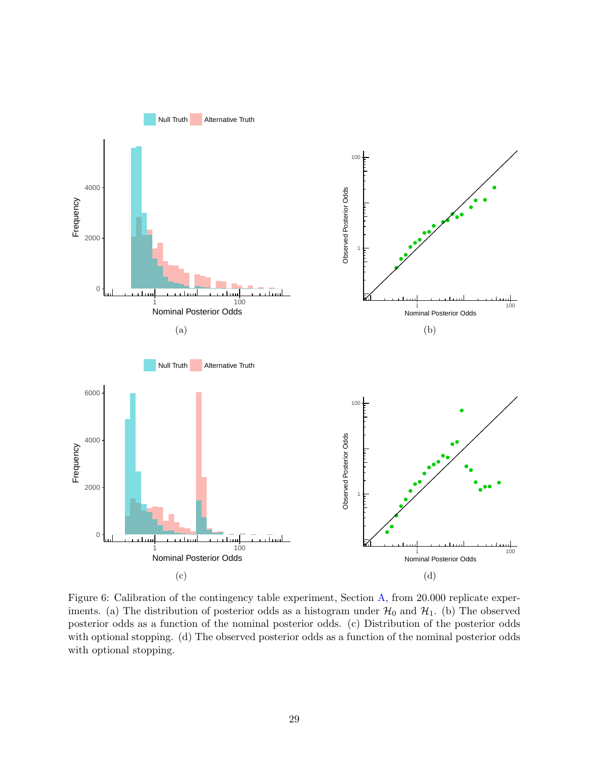Figure 6: Calibration of the contingency table experiment, Section A, from 20.000 replicate experiments. (a) The distribution of posterior odds as a histogram under $\mathcal{H}_0$ and $\mathcal{H}_1$. (b) The observed posterior odds as a function of the nominal posterior odds. (c) Distribution of the posterior odds with optional stopping. (d) The observed posterior odds as a function of the nominal posterior odds with optional stopping.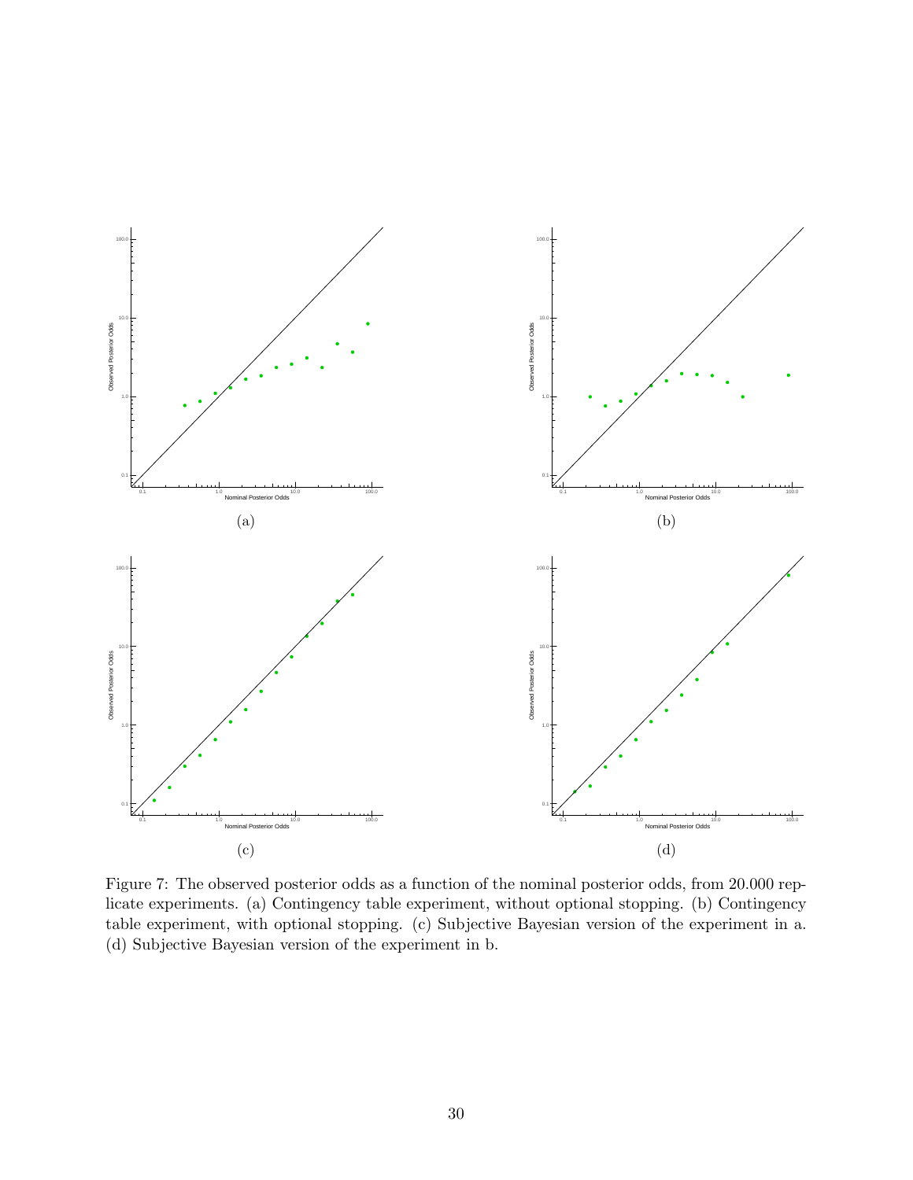Figure 7: The observed posterior odds as a function of the nominal posterior odds, from 20.000 replicate experiments. (a) Contingency table experiment, without optional stopping. (b) Contingency table experiment, with optional stopping. (c) Subjective Bayesian version of the experiment in a. (d) Subjective Bayesian version of the experiment in b.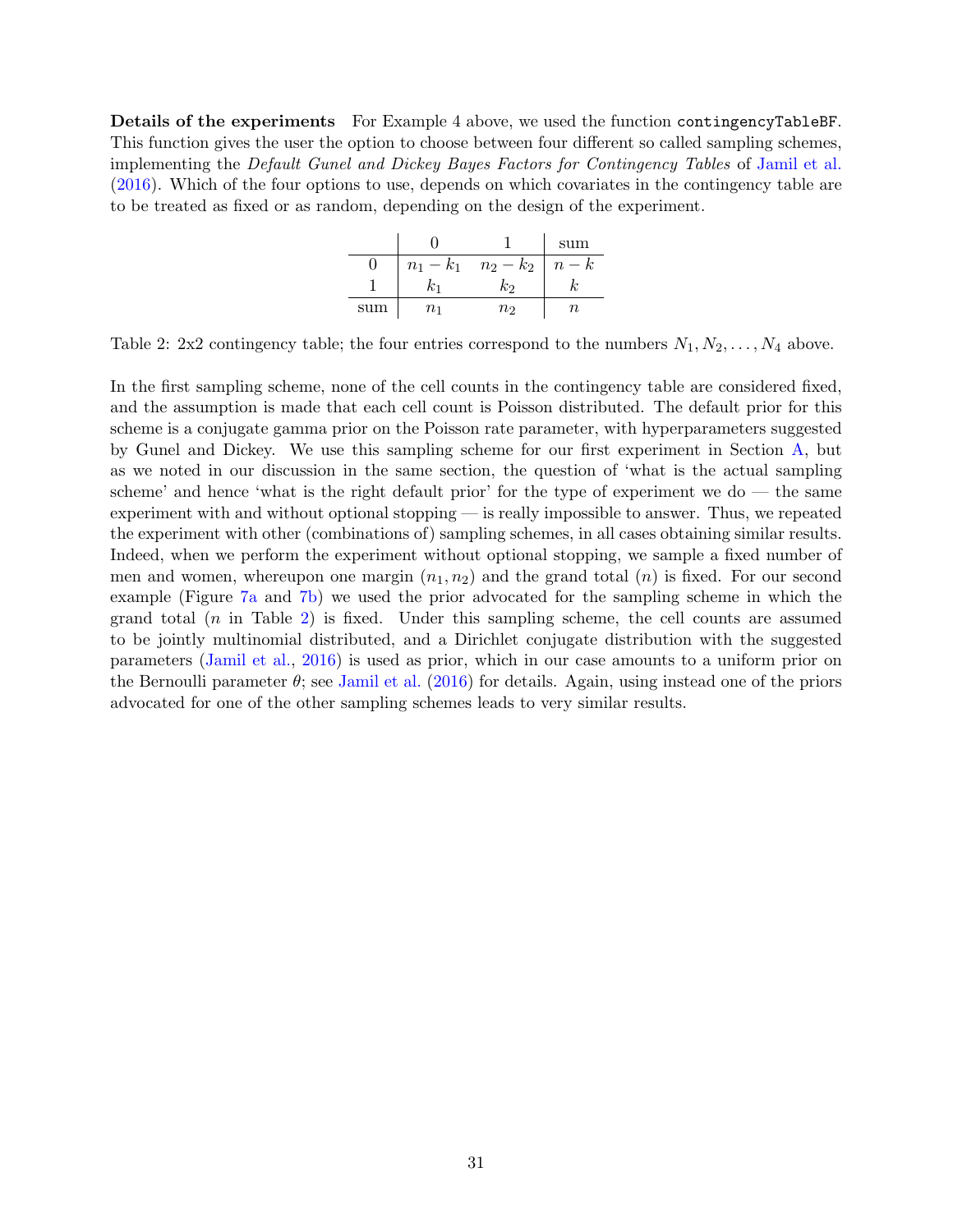**Details of the experiments** For Example 4 above, we used the function `contingencyTableBF`. This function gives the user the option to choose between four different so called sampling schemes, implementing the *Default Gunel and Dickey Bayes Factors for Contingency Tables* of Jamil et al. (2016). Which of the four options to use, depends on which covariates in the contingency table are to be treated as fixed or as random, depending on the design of the experiment.

| | 0 | 1 | sum |
|---|---|---|---|
| 0 | $n_1 - k_1$ | $n_2 - k_2$ | $n - k$ |
| 1 | $k_1$ | $k_2$ | $k$ |
| sum | $n_1$ | $n_2$ | $n$ |

Table 2: 2x2 contingency table; the four entries correspond to the numbers $N_1, N_2, \ldots, N_4$ above.

In the first sampling scheme, none of the cell counts in the contingency table are considered fixed, and the assumption is made that each cell count is Poisson distributed. The default prior for this scheme is a conjugate gamma prior on the Poisson rate parameter, with hyperparameters suggested by Gunel and Dickey. We use this sampling scheme for our first experiment in Section A, but as we noted in our discussion in the same section, the question of 'what is the actual sampling scheme' and hence 'what is the right default prior' for the type of experiment we do — the same experiment with and without optional stopping — is really impossible to answer. Thus, we repeated the experiment with other (combinations of) sampling schemes, in all cases obtaining similar results. Indeed, when we perform the experiment without optional stopping, we sample a fixed number of men and women, whereupon one margin $(n_1, n_2)$ and the grand total $(n)$ is fixed. For our second example (Figure 7a and 7b) we used the prior advocated for the sampling scheme in which the grand total ($n$ in Table 2) is fixed. Under this sampling scheme, the cell counts are assumed to be jointly multinomial distributed, and a Dirichlet conjugate distribution with the suggested parameters (Jamil et al., 2016) is used as prior, which in our case amounts to a uniform prior on the Bernoulli parameter $\theta$; see Jamil et al. (2016) for details. Again, using instead one of the priors advocated for one of the other sampling schemes leads to very similar results.